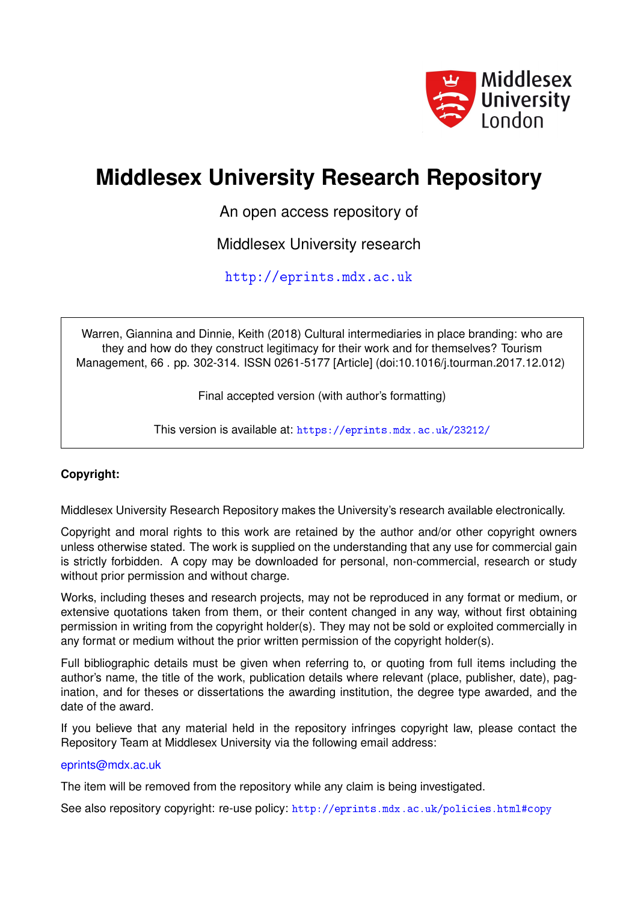Middlesex University London

# Middlesex University Research Repository

An open access repository of

Middlesex University research

http://eprints.mdx.ac.uk

Warren, Giannina and Dinnie, Keith (2018) Cultural intermediaries in place branding: who are they and how do they construct legitimacy for their work and for themselves? Tourism Management, 66 . pp. 302-314. ISSN 0261-5177 [Article] (doi:10.1016/j.tourman.2017.12.012)

Final accepted version (with author's formatting)

This version is available at: https://eprints.mdx.ac.uk/23212/

**Copyright:**

Middlesex University Research Repository makes the University's research available electronically.

Copyright and moral rights to this work are retained by the author and/or other copyright owners unless otherwise stated. The work is supplied on the understanding that any use for commercial gain is strictly forbidden. A copy may be downloaded for personal, non-commercial, research or study without prior permission and without charge.

Works, including theses and research projects, may not be reproduced in any format or medium, or extensive quotations taken from them, or their content changed in any way, without first obtaining permission in writing from the copyright holder(s). They may not be sold or exploited commercially in any format or medium without the prior written permission of the copyright holder(s).

Full bibliographic details must be given when referring to, or quoting from full items including the author's name, the title of the work, publication details where relevant (place, publisher, date), pagination, and for theses or dissertations the awarding institution, the degree type awarded, and the date of the award.

If you believe that any material held in the repository infringes copyright law, please contact the Repository Team at Middlesex University via the following email address:

eprints@mdx.ac.uk

The item will be removed from the repository while any claim is being investigated.

See also repository copyright: re-use policy: http://eprints.mdx.ac.uk/policies.html#copy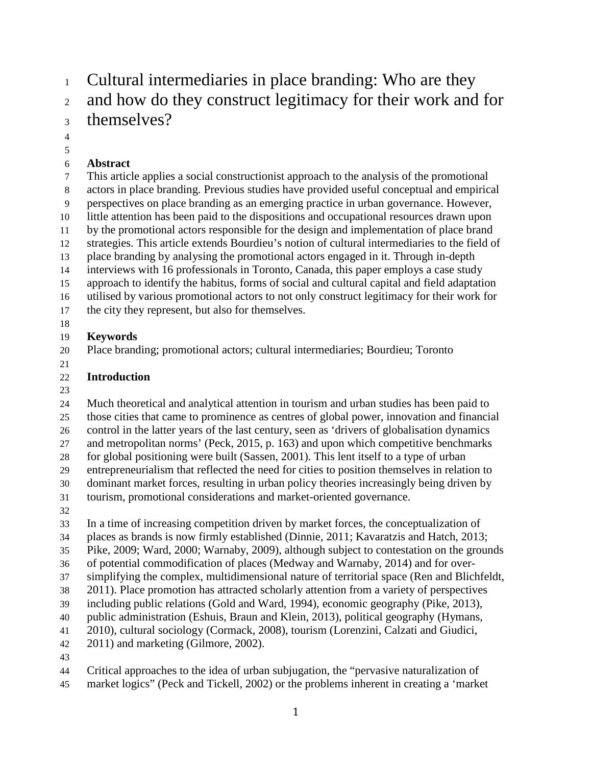# Cultural intermediaries in place branding: Who are they and how do they construct legitimacy for their work and for themselves?

## Abstract

This article applies a social constructionist approach to the analysis of the promotional actors in place branding. Previous studies have provided useful conceptual and empirical perspectives on place branding as an emerging practice in urban governance. However, little attention has been paid to the dispositions and occupational resources drawn upon by the promotional actors responsible for the design and implementation of place brand strategies. This article extends Bourdieu's notion of cultural intermediaries to the field of place branding by analysing the promotional actors engaged in it. Through in-depth interviews with 16 professionals in Toronto, Canada, this paper employs a case study approach to identify the habitus, forms of social and cultural capital and field adaptation utilised by various promotional actors to not only construct legitimacy for their work for the city they represent, but also for themselves.

## Keywords

Place branding; promotional actors; cultural intermediaries; Bourdieu; Toronto

## Introduction

Much theoretical and analytical attention in tourism and urban studies has been paid to those cities that came to prominence as centres of global power, innovation and financial control in the latter years of the last century, seen as 'drivers of globalisation dynamics and metropolitan norms' (Peck, 2015, p. 163) and upon which competitive benchmarks for global positioning were built (Sassen, 2001). This lent itself to a type of urban entrepreneurialism that reflected the need for cities to position themselves in relation to dominant market forces, resulting in urban policy theories increasingly being driven by tourism, promotional considerations and market-oriented governance.

In a time of increasing competition driven by market forces, the conceptualization of places as brands is now firmly established (Dinnie, 2011; Kavaratzis and Hatch, 2013; Pike, 2009; Ward, 2000; Warnaby, 2009), although subject to contestation on the grounds of potential commodification of places (Medway and Warnaby, 2014) and for over-simplifying the complex, multidimensional nature of territorial space (Ren and Blichfeldt, 2011). Place promotion has attracted scholarly attention from a variety of perspectives including public relations (Gold and Ward, 1994), economic geography (Pike, 2013), public administration (Eshuis, Braun and Klein, 2013), political geography (Hymans, 2010), cultural sociology (Cormack, 2008), tourism (Lorenzini, Calzati and Giudici, 2011) and marketing (Gilmore, 2002).

Critical approaches to the idea of urban subjugation, the "pervasive naturalization of market logics" (Peck and Tickell, 2002) or the problems inherent in creating a 'market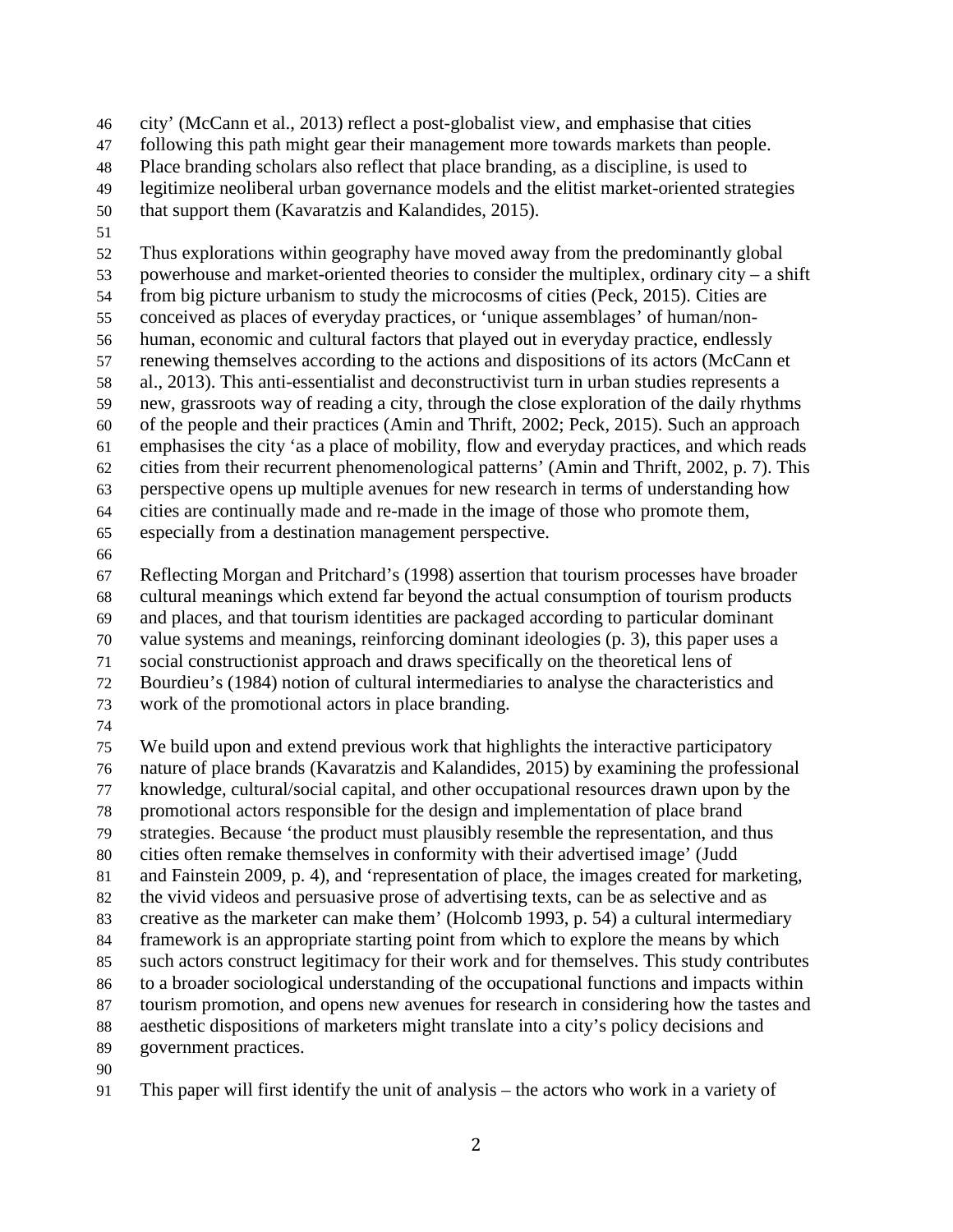city' (McCann et al., 2013) reflect a post-globalist view, and emphasise that cities following this path might gear their management more towards markets than people. Place branding scholars also reflect that place branding, as a discipline, is used to legitimize neoliberal urban governance models and the elitist market-oriented strategies that support them (Kavaratzis and Kalandides, 2015).

Thus explorations within geography have moved away from the predominantly global powerhouse and market-oriented theories to consider the multiplex, ordinary city – a shift from big picture urbanism to study the microcosms of cities (Peck, 2015). Cities are conceived as places of everyday practices, or 'unique assemblages' of human/non-human, economic and cultural factors that played out in everyday practice, endlessly renewing themselves according to the actions and dispositions of its actors (McCann et al., 2013). This anti-essentialist and deconstructivist turn in urban studies represents a new, grassroots way of reading a city, through the close exploration of the daily rhythms of the people and their practices (Amin and Thrift, 2002; Peck, 2015). Such an approach emphasises the city 'as a place of mobility, flow and everyday practices, and which reads cities from their recurrent phenomenological patterns' (Amin and Thrift, 2002, p. 7). This perspective opens up multiple avenues for new research in terms of understanding how cities are continually made and re-made in the image of those who promote them, especially from a destination management perspective.

Reflecting Morgan and Pritchard's (1998) assertion that tourism processes have broader cultural meanings which extend far beyond the actual consumption of tourism products and places, and that tourism identities are packaged according to particular dominant value systems and meanings, reinforcing dominant ideologies (p. 3), this paper uses a social constructionist approach and draws specifically on the theoretical lens of Bourdieu's (1984) notion of cultural intermediaries to analyse the characteristics and work of the promotional actors in place branding.

We build upon and extend previous work that highlights the interactive participatory nature of place brands (Kavaratzis and Kalandides, 2015) by examining the professional knowledge, cultural/social capital, and other occupational resources drawn upon by the promotional actors responsible for the design and implementation of place brand strategies. Because 'the product must plausibly resemble the representation, and thus cities often remake themselves in conformity with their advertised image' (Judd and Fainstein 2009, p. 4), and 'representation of place, the images created for marketing, the vivid videos and persuasive prose of advertising texts, can be as selective and as creative as the marketer can make them' (Holcomb 1993, p. 54) a cultural intermediary framework is an appropriate starting point from which to explore the means by which such actors construct legitimacy for their work and for themselves. This study contributes to a broader sociological understanding of the occupational functions and impacts within tourism promotion, and opens new avenues for research in considering how the tastes and aesthetic dispositions of marketers might translate into a city's policy decisions and government practices.

This paper will first identify the unit of analysis – the actors who work in a variety of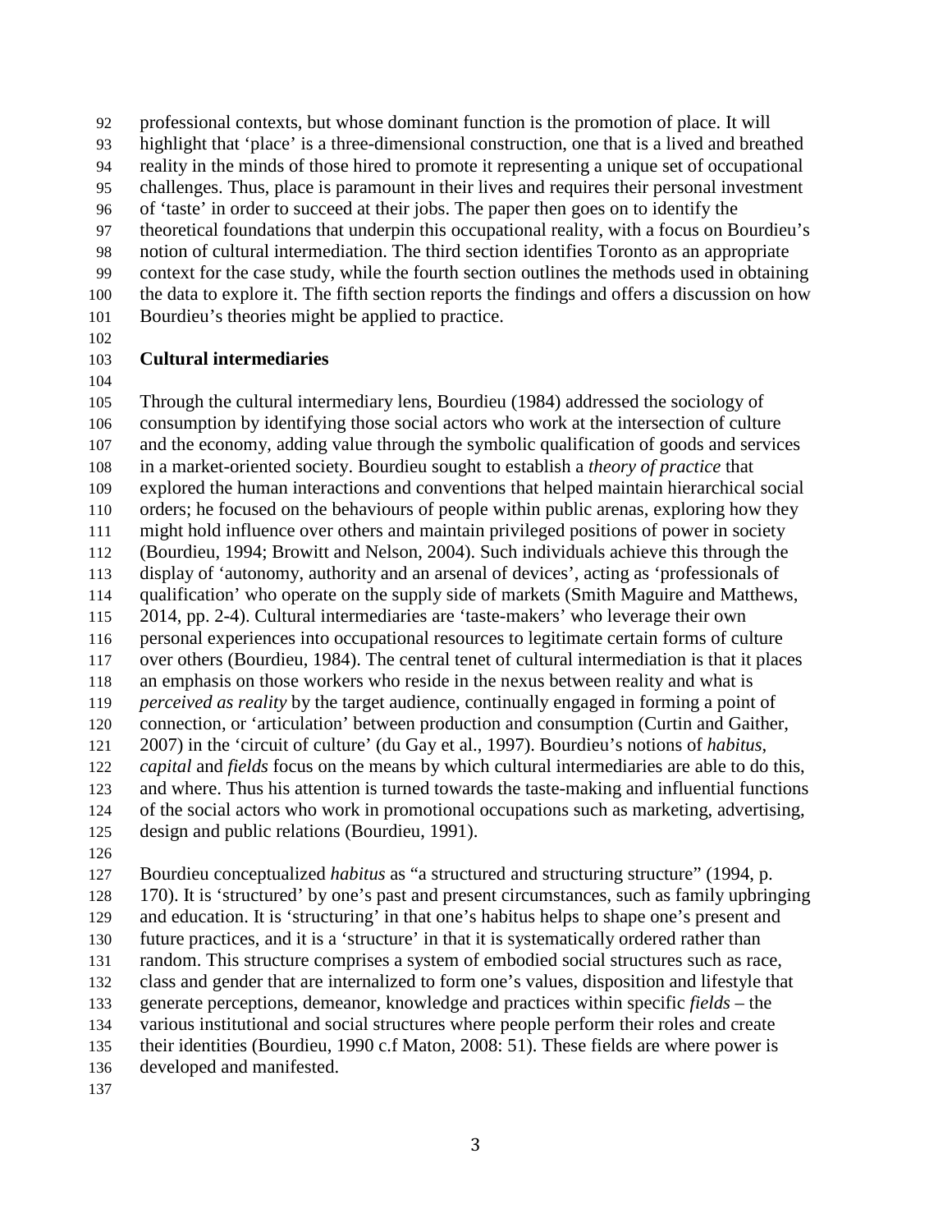professional contexts, but whose dominant function is the promotion of place. It will highlight that 'place' is a three-dimensional construction, one that is a lived and breathed reality in the minds of those hired to promote it representing a unique set of occupational challenges. Thus, place is paramount in their lives and requires their personal investment of 'taste' in order to succeed at their jobs. The paper then goes on to identify the theoretical foundations that underpin this occupational reality, with a focus on Bourdieu's notion of cultural intermediation. The third section identifies Toronto as an appropriate context for the case study, while the fourth section outlines the methods used in obtaining the data to explore it. The fifth section reports the findings and offers a discussion on how Bourdieu's theories might be applied to practice.

## Cultural intermediaries

Through the cultural intermediary lens, Bourdieu (1984) addressed the sociology of consumption by identifying those social actors who work at the intersection of culture and the economy, adding value through the symbolic qualification of goods and services in a market-oriented society. Bourdieu sought to establish a *theory of practice* that explored the human interactions and conventions that helped maintain hierarchical social orders; he focused on the behaviours of people within public arenas, exploring how they might hold influence over others and maintain privileged positions of power in society (Bourdieu, 1994; Browitt and Nelson, 2004). Such individuals achieve this through the display of 'autonomy, authority and an arsenal of devices', acting as 'professionals of qualification' who operate on the supply side of markets (Smith Maguire and Matthews, 2014, pp. 2-4). Cultural intermediaries are 'taste-makers' who leverage their own personal experiences into occupational resources to legitimate certain forms of culture over others (Bourdieu, 1984). The central tenet of cultural intermediation is that it places an emphasis on those workers who reside in the nexus between reality and what is *perceived as reality* by the target audience, continually engaged in forming a point of connection, or 'articulation' between production and consumption (Curtin and Gaither, 2007) in the 'circuit of culture' (du Gay et al., 1997). Bourdieu's notions of *habitus*, *capital* and *fields* focus on the means by which cultural intermediaries are able to do this, and where. Thus his attention is turned towards the taste-making and influential functions of the social actors who work in promotional occupations such as marketing, advertising, design and public relations (Bourdieu, 1991).

Bourdieu conceptualized *habitus* as "a structured and structuring structure" (1994, p. 170). It is 'structured' by one's past and present circumstances, such as family upbringing and education. It is 'structuring' in that one's habitus helps to shape one's present and future practices, and it is a 'structure' in that it is systematically ordered rather than random. This structure comprises a system of embodied social structures such as race, class and gender that are internalized to form one's values, disposition and lifestyle that generate perceptions, demeanor, knowledge and practices within specific *fields* – the various institutional and social structures where people perform their roles and create their identities (Bourdieu, 1990 c.f Maton, 2008: 51). These fields are where power is developed and manifested.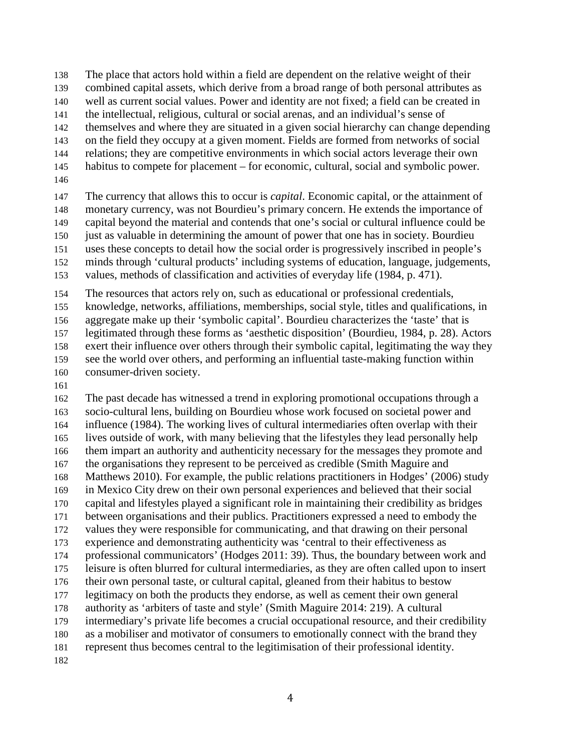The place that actors hold within a field are dependent on the relative weight of their combined capital assets, which derive from a broad range of both personal attributes as well as current social values. Power and identity are not fixed; a field can be created in the intellectual, religious, cultural or social arenas, and an individual's sense of themselves and where they are situated in a given social hierarchy can change depending on the field they occupy at a given moment. Fields are formed from networks of social relations; they are competitive environments in which social actors leverage their own habitus to compete for placement – for economic, cultural, social and symbolic power.

The currency that allows this to occur is *capital*. Economic capital, or the attainment of monetary currency, was not Bourdieu's primary concern. He extends the importance of capital beyond the material and contends that one's social or cultural influence could be just as valuable in determining the amount of power that one has in society. Bourdieu uses these concepts to detail how the social order is progressively inscribed in people's minds through 'cultural products' including systems of education, language, judgements, values, methods of classification and activities of everyday life (1984, p. 471).

The resources that actors rely on, such as educational or professional credentials, knowledge, networks, affiliations, memberships, social style, titles and qualifications, in aggregate make up their 'symbolic capital'. Bourdieu characterizes the 'taste' that is legitimated through these forms as 'aesthetic disposition' (Bourdieu, 1984, p. 28). Actors exert their influence over others through their symbolic capital, legitimating the way they see the world over others, and performing an influential taste-making function within consumer-driven society.

The past decade has witnessed a trend in exploring promotional occupations through a socio-cultural lens, building on Bourdieu whose work focused on societal power and influence (1984). The working lives of cultural intermediaries often overlap with their lives outside of work, with many believing that the lifestyles they lead personally help them impart an authority and authenticity necessary for the messages they promote and the organisations they represent to be perceived as credible (Smith Maguire and Matthews 2010). For example, the public relations practitioners in Hodges' (2006) study in Mexico City drew on their own personal experiences and believed that their social capital and lifestyles played a significant role in maintaining their credibility as bridges between organisations and their publics. Practitioners expressed a need to embody the values they were responsible for communicating, and that drawing on their personal experience and demonstrating authenticity was 'central to their effectiveness as professional communicators' (Hodges 2011: 39). Thus, the boundary between work and leisure is often blurred for cultural intermediaries, as they are often called upon to insert their own personal taste, or cultural capital, gleaned from their habitus to bestow legitimacy on both the products they endorse, as well as cement their own general authority as 'arbiters of taste and style' (Smith Maguire 2014: 219). A cultural intermediary's private life becomes a crucial occupational resource, and their credibility as a mobiliser and motivator of consumers to emotionally connect with the brand they represent thus becomes central to the legitimisation of their professional identity.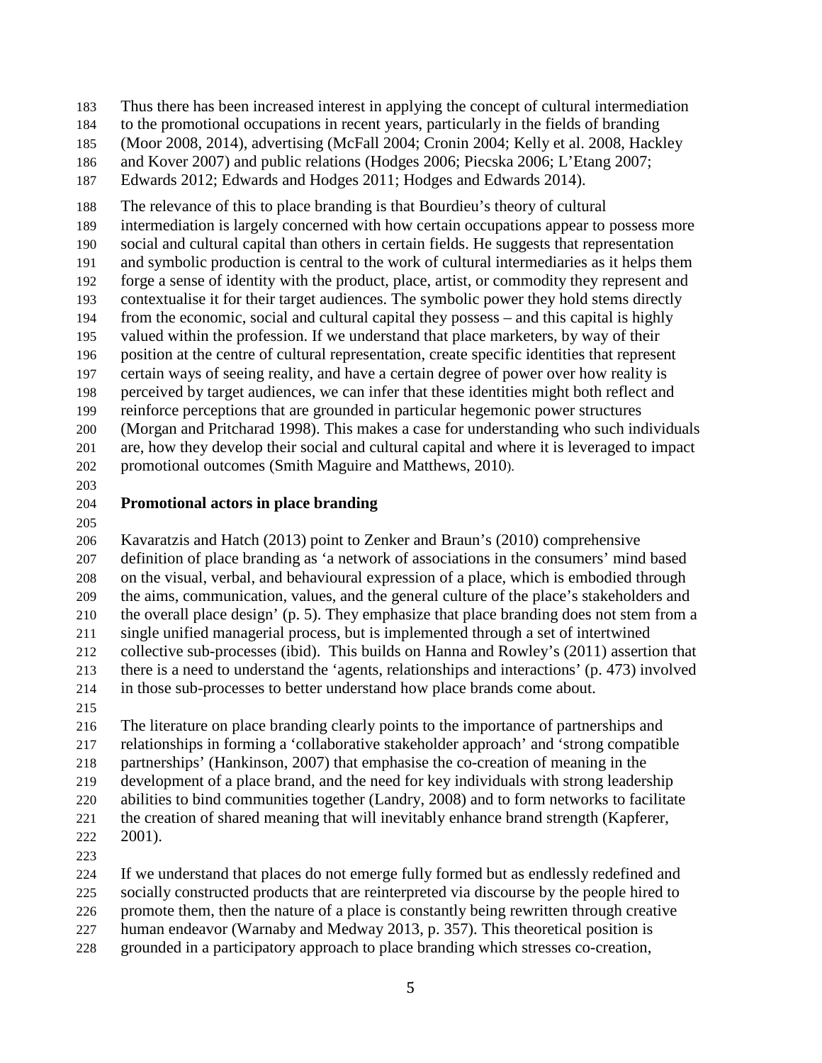Thus there has been increased interest in applying the concept of cultural intermediation to the promotional occupations in recent years, particularly in the fields of branding (Moor 2008, 2014), advertising (McFall 2004; Cronin 2004; Kelly et al. 2008, Hackley and Kover 2007) and public relations (Hodges 2006; Piecska 2006; L'Etang 2007; Edwards 2012; Edwards and Hodges 2011; Hodges and Edwards 2014).

The relevance of this to place branding is that Bourdieu's theory of cultural intermediation is largely concerned with how certain occupations appear to possess more social and cultural capital than others in certain fields. He suggests that representation and symbolic production is central to the work of cultural intermediaries as it helps them forge a sense of identity with the product, place, artist, or commodity they represent and contextualise it for their target audiences. The symbolic power they hold stems directly from the economic, social and cultural capital they possess – and this capital is highly valued within the profession. If we understand that place marketers, by way of their position at the centre of cultural representation, create specific identities that represent certain ways of seeing reality, and have a certain degree of power over how reality is perceived by target audiences, we can infer that these identities might both reflect and reinforce perceptions that are grounded in particular hegemonic power structures (Morgan and Pritcharad 1998). This makes a case for understanding who such individuals are, how they develop their social and cultural capital and where it is leveraged to impact promotional outcomes (Smith Maguire and Matthews, 2010).

## Promotional actors in place branding

Kavaratzis and Hatch (2013) point to Zenker and Braun's (2010) comprehensive definition of place branding as 'a network of associations in the consumers' mind based on the visual, verbal, and behavioural expression of a place, which is embodied through the aims, communication, values, and the general culture of the place's stakeholders and the overall place design' (p. 5). They emphasize that place branding does not stem from a single unified managerial process, but is implemented through a set of intertwined collective sub-processes (ibid). This builds on Hanna and Rowley's (2011) assertion that there is a need to understand the 'agents, relationships and interactions' (p. 473) involved in those sub-processes to better understand how place brands come about.

The literature on place branding clearly points to the importance of partnerships and relationships in forming a 'collaborative stakeholder approach' and 'strong compatible partnerships' (Hankinson, 2007) that emphasise the co-creation of meaning in the development of a place brand, and the need for key individuals with strong leadership abilities to bind communities together (Landry, 2008) and to form networks to facilitate the creation of shared meaning that will inevitably enhance brand strength (Kapferer, 2001).

If we understand that places do not emerge fully formed but as endlessly redefined and socially constructed products that are reinterpreted via discourse by the people hired to promote them, then the nature of a place is constantly being rewritten through creative human endeavor (Warnaby and Medway 2013, p. 357). This theoretical position is grounded in a participatory approach to place branding which stresses co-creation,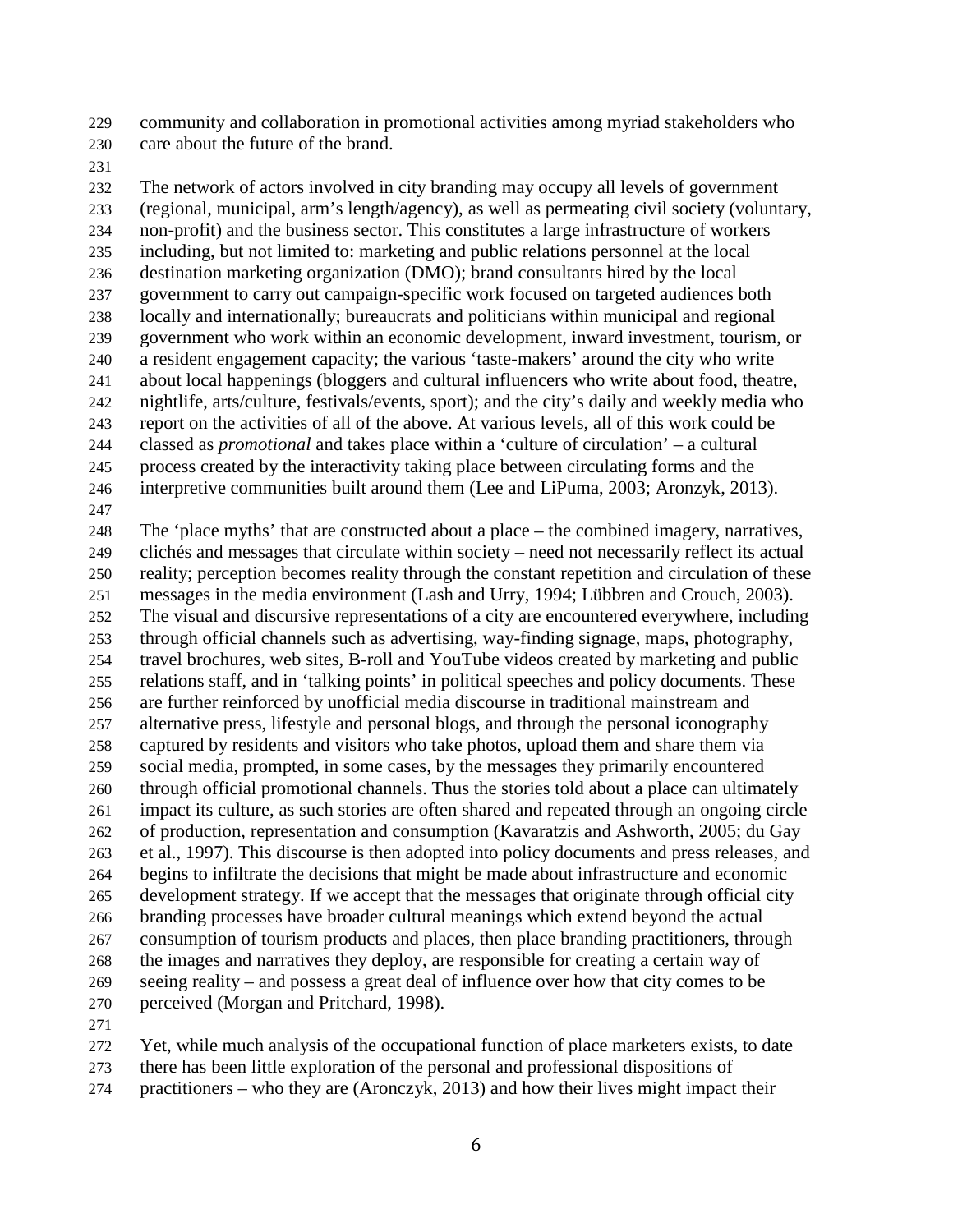community and collaboration in promotional activities among myriad stakeholders who care about the future of the brand.

The network of actors involved in city branding may occupy all levels of government (regional, municipal, arm's length/agency), as well as permeating civil society (voluntary, non-profit) and the business sector. This constitutes a large infrastructure of workers including, but not limited to: marketing and public relations personnel at the local destination marketing organization (DMO); brand consultants hired by the local government to carry out campaign-specific work focused on targeted audiences both locally and internationally; bureaucrats and politicians within municipal and regional government who work within an economic development, inward investment, tourism, or a resident engagement capacity; the various 'taste-makers' around the city who write about local happenings (bloggers and cultural influencers who write about food, theatre, nightlife, arts/culture, festivals/events, sport); and the city's daily and weekly media who report on the activities of all of the above. At various levels, all of this work could be classed as *promotional* and takes place within a 'culture of circulation' – a cultural process created by the interactivity taking place between circulating forms and the interpretive communities built around them (Lee and LiPuma, 2003; Aronzyk, 2013).

The 'place myths' that are constructed about a place – the combined imagery, narratives, clichés and messages that circulate within society – need not necessarily reflect its actual reality; perception becomes reality through the constant repetition and circulation of these messages in the media environment (Lash and Urry, 1994; Lübbren and Crouch, 2003). The visual and discursive representations of a city are encountered everywhere, including through official channels such as advertising, way-finding signage, maps, photography, travel brochures, web sites, B-roll and YouTube videos created by marketing and public relations staff, and in 'talking points' in political speeches and policy documents. These are further reinforced by unofficial media discourse in traditional mainstream and alternative press, lifestyle and personal blogs, and through the personal iconography captured by residents and visitors who take photos, upload them and share them via social media, prompted, in some cases, by the messages they primarily encountered through official promotional channels. Thus the stories told about a place can ultimately impact its culture, as such stories are often shared and repeated through an ongoing circle of production, representation and consumption (Kavaratzis and Ashworth, 2005; du Gay et al., 1997). This discourse is then adopted into policy documents and press releases, and begins to infiltrate the decisions that might be made about infrastructure and economic development strategy. If we accept that the messages that originate through official city branding processes have broader cultural meanings which extend beyond the actual consumption of tourism products and places, then place branding practitioners, through the images and narratives they deploy, are responsible for creating a certain way of seeing reality – and possess a great deal of influence over how that city comes to be perceived (Morgan and Pritchard, 1998).

Yet, while much analysis of the occupational function of place marketers exists, to date there has been little exploration of the personal and professional dispositions of practitioners – who they are (Aronczyk, 2013) and how their lives might impact their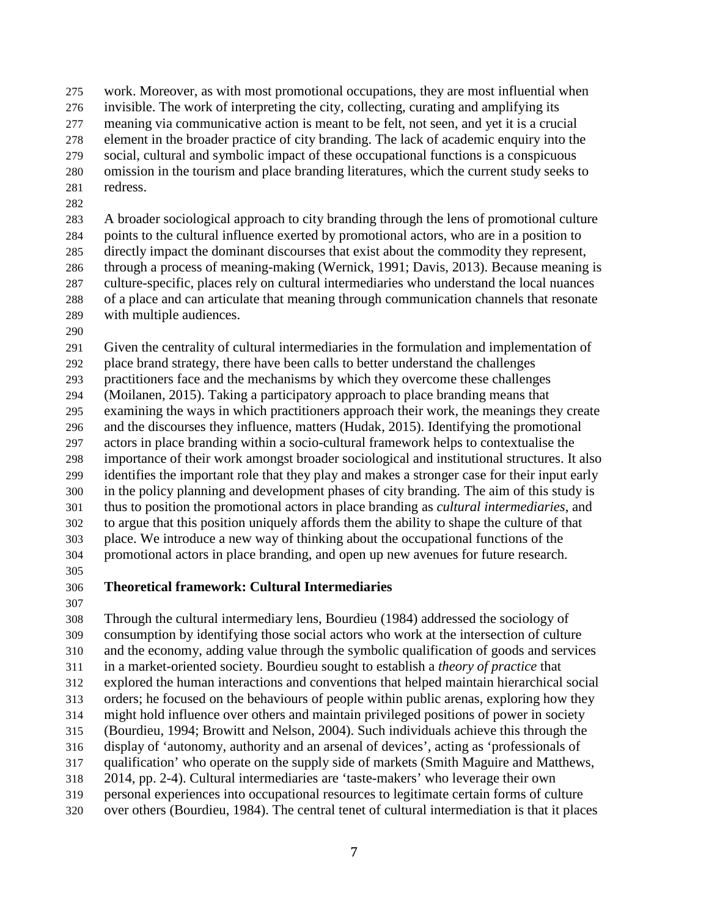work. Moreover, as with most promotional occupations, they are most influential when invisible. The work of interpreting the city, collecting, curating and amplifying its meaning via communicative action is meant to be felt, not seen, and yet it is a crucial element in the broader practice of city branding. The lack of academic enquiry into the social, cultural and symbolic impact of these occupational functions is a conspicuous omission in the tourism and place branding literatures, which the current study seeks to redress.

A broader sociological approach to city branding through the lens of promotional culture points to the cultural influence exerted by promotional actors, who are in a position to directly impact the dominant discourses that exist about the commodity they represent, through a process of meaning-making (Wernick, 1991; Davis, 2013). Because meaning is culture-specific, places rely on cultural intermediaries who understand the local nuances of a place and can articulate that meaning through communication channels that resonate with multiple audiences.

Given the centrality of cultural intermediaries in the formulation and implementation of place brand strategy, there have been calls to better understand the challenges practitioners face and the mechanisms by which they overcome these challenges (Moilanen, 2015). Taking a participatory approach to place branding means that examining the ways in which practitioners approach their work, the meanings they create and the discourses they influence, matters (Hudak, 2015). Identifying the promotional actors in place branding within a socio-cultural framework helps to contextualise the importance of their work amongst broader sociological and institutional structures. It also identifies the important role that they play and makes a stronger case for their input early in the policy planning and development phases of city branding. The aim of this study is thus to position the promotional actors in place branding as *cultural intermediaries*, and to argue that this position uniquely affords them the ability to shape the culture of that place. We introduce a new way of thinking about the occupational functions of the promotional actors in place branding, and open up new avenues for future research.

## Theoretical framework: Cultural Intermediaries

Through the cultural intermediary lens, Bourdieu (1984) addressed the sociology of consumption by identifying those social actors who work at the intersection of culture and the economy, adding value through the symbolic qualification of goods and services in a market-oriented society. Bourdieu sought to establish a *theory of practice* that explored the human interactions and conventions that helped maintain hierarchical social orders; he focused on the behaviours of people within public arenas, exploring how they might hold influence over others and maintain privileged positions of power in society (Bourdieu, 1994; Browitt and Nelson, 2004). Such individuals achieve this through the display of 'autonomy, authority and an arsenal of devices', acting as 'professionals of qualification' who operate on the supply side of markets (Smith Maguire and Matthews, 2014, pp. 2-4). Cultural intermediaries are 'taste-makers' who leverage their own personal experiences into occupational resources to legitimate certain forms of culture over others (Bourdieu, 1984). The central tenet of cultural intermediation is that it places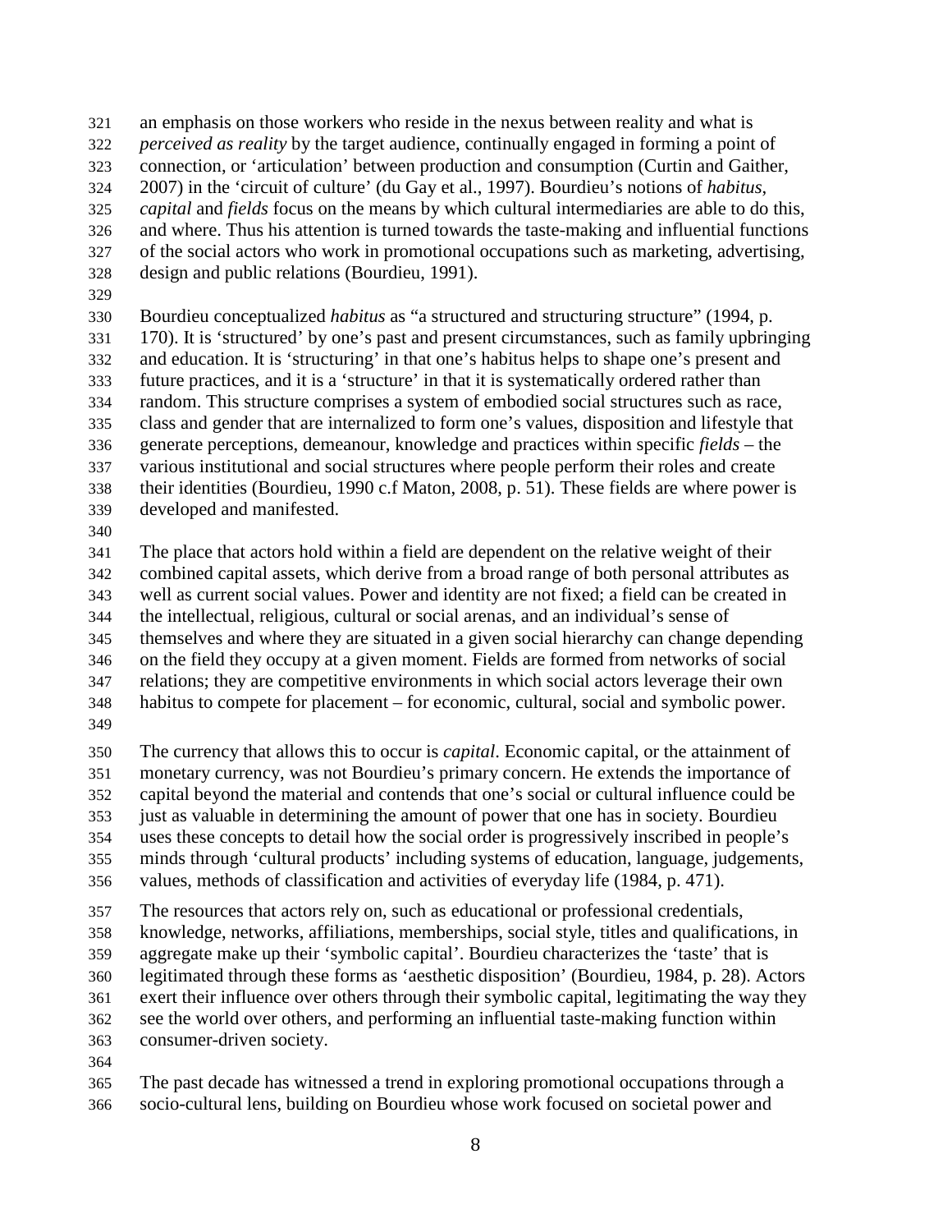an emphasis on those workers who reside in the nexus between reality and what is *perceived as reality* by the target audience, continually engaged in forming a point of connection, or 'articulation' between production and consumption (Curtin and Gaither, 2007) in the 'circuit of culture' (du Gay et al., 1997). Bourdieu's notions of *habitus*, *capital* and *fields* focus on the means by which cultural intermediaries are able to do this, and where. Thus his attention is turned towards the taste-making and influential functions of the social actors who work in promotional occupations such as marketing, advertising, design and public relations (Bourdieu, 1991).

Bourdieu conceptualized *habitus* as "a structured and structuring structure" (1994, p. 170). It is 'structured' by one's past and present circumstances, such as family upbringing and education. It is 'structuring' in that one's habitus helps to shape one's present and future practices, and it is a 'structure' in that it is systematically ordered rather than random. This structure comprises a system of embodied social structures such as race, class and gender that are internalized to form one's values, disposition and lifestyle that generate perceptions, demeanour, knowledge and practices within specific *fields* – the various institutional and social structures where people perform their roles and create their identities (Bourdieu, 1990 c.f Maton, 2008, p. 51). These fields are where power is developed and manifested.

The place that actors hold within a field are dependent on the relative weight of their combined capital assets, which derive from a broad range of both personal attributes as well as current social values. Power and identity are not fixed; a field can be created in the intellectual, religious, cultural or social arenas, and an individual's sense of themselves and where they are situated in a given social hierarchy can change depending on the field they occupy at a given moment. Fields are formed from networks of social relations; they are competitive environments in which social actors leverage their own habitus to compete for placement – for economic, cultural, social and symbolic power.

The currency that allows this to occur is *capital*. Economic capital, or the attainment of monetary currency, was not Bourdieu's primary concern. He extends the importance of capital beyond the material and contends that one's social or cultural influence could be just as valuable in determining the amount of power that one has in society. Bourdieu uses these concepts to detail how the social order is progressively inscribed in people's minds through 'cultural products' including systems of education, language, judgements, values, methods of classification and activities of everyday life (1984, p. 471).

The resources that actors rely on, such as educational or professional credentials, knowledge, networks, affiliations, memberships, social style, titles and qualifications, in aggregate make up their 'symbolic capital'. Bourdieu characterizes the 'taste' that is legitimated through these forms as 'aesthetic disposition' (Bourdieu, 1984, p. 28). Actors exert their influence over others through their symbolic capital, legitimating the way they see the world over others, and performing an influential taste-making function within consumer-driven society.

The past decade has witnessed a trend in exploring promotional occupations through a socio-cultural lens, building on Bourdieu whose work focused on societal power and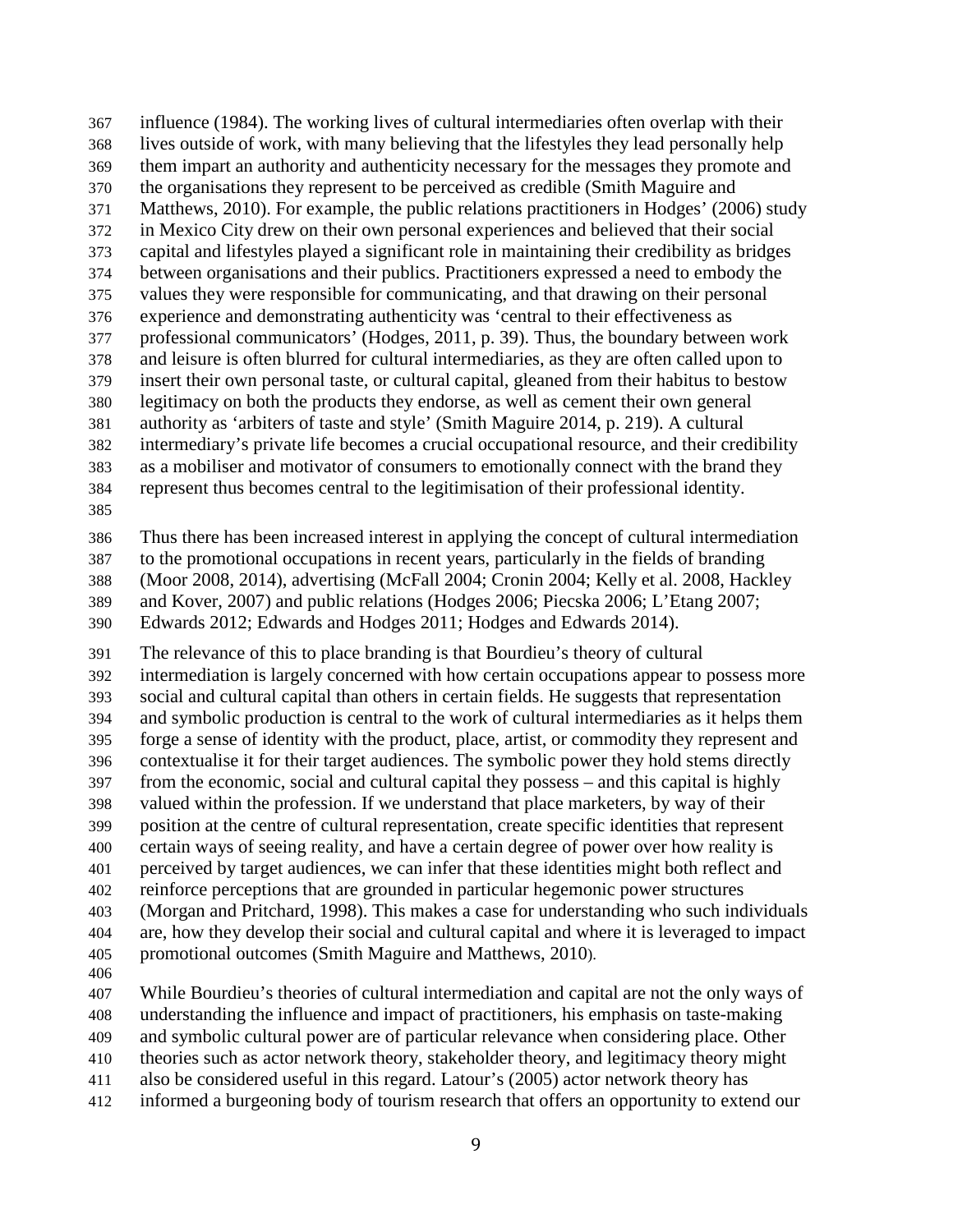influence (1984). The working lives of cultural intermediaries often overlap with their lives outside of work, with many believing that the lifestyles they lead personally help them impart an authority and authenticity necessary for the messages they promote and the organisations they represent to be perceived as credible (Smith Maguire and Matthews, 2010). For example, the public relations practitioners in Hodges' (2006) study in Mexico City drew on their own personal experiences and believed that their social capital and lifestyles played a significant role in maintaining their credibility as bridges between organisations and their publics. Practitioners expressed a need to embody the values they were responsible for communicating, and that drawing on their personal experience and demonstrating authenticity was 'central to their effectiveness as professional communicators' (Hodges, 2011, p. 39). Thus, the boundary between work and leisure is often blurred for cultural intermediaries, as they are often called upon to insert their own personal taste, or cultural capital, gleaned from their habitus to bestow legitimacy on both the products they endorse, as well as cement their own general authority as 'arbiters of taste and style' (Smith Maguire 2014, p. 219). A cultural intermediary's private life becomes a crucial occupational resource, and their credibility as a mobiliser and motivator of consumers to emotionally connect with the brand they represent thus becomes central to the legitimisation of their professional identity.

Thus there has been increased interest in applying the concept of cultural intermediation to the promotional occupations in recent years, particularly in the fields of branding (Moor 2008, 2014), advertising (McFall 2004; Cronin 2004; Kelly et al. 2008, Hackley and Kover, 2007) and public relations (Hodges 2006; Piecska 2006; L'Etang 2007; Edwards 2012; Edwards and Hodges 2011; Hodges and Edwards 2014).

The relevance of this to place branding is that Bourdieu's theory of cultural intermediation is largely concerned with how certain occupations appear to possess more social and cultural capital than others in certain fields. He suggests that representation and symbolic production is central to the work of cultural intermediaries as it helps them forge a sense of identity with the product, place, artist, or commodity they represent and contextualise it for their target audiences. The symbolic power they hold stems directly from the economic, social and cultural capital they possess – and this capital is highly valued within the profession. If we understand that place marketers, by way of their position at the centre of cultural representation, create specific identities that represent certain ways of seeing reality, and have a certain degree of power over how reality is perceived by target audiences, we can infer that these identities might both reflect and reinforce perceptions that are grounded in particular hegemonic power structures (Morgan and Pritchard, 1998). This makes a case for understanding who such individuals are, how they develop their social and cultural capital and where it is leveraged to impact promotional outcomes (Smith Maguire and Matthews, 2010).

While Bourdieu's theories of cultural intermediation and capital are not the only ways of understanding the influence and impact of practitioners, his emphasis on taste-making and symbolic cultural power are of particular relevance when considering place. Other theories such as actor network theory, stakeholder theory, and legitimacy theory might also be considered useful in this regard. Latour's (2005) actor network theory has informed a burgeoning body of tourism research that offers an opportunity to extend our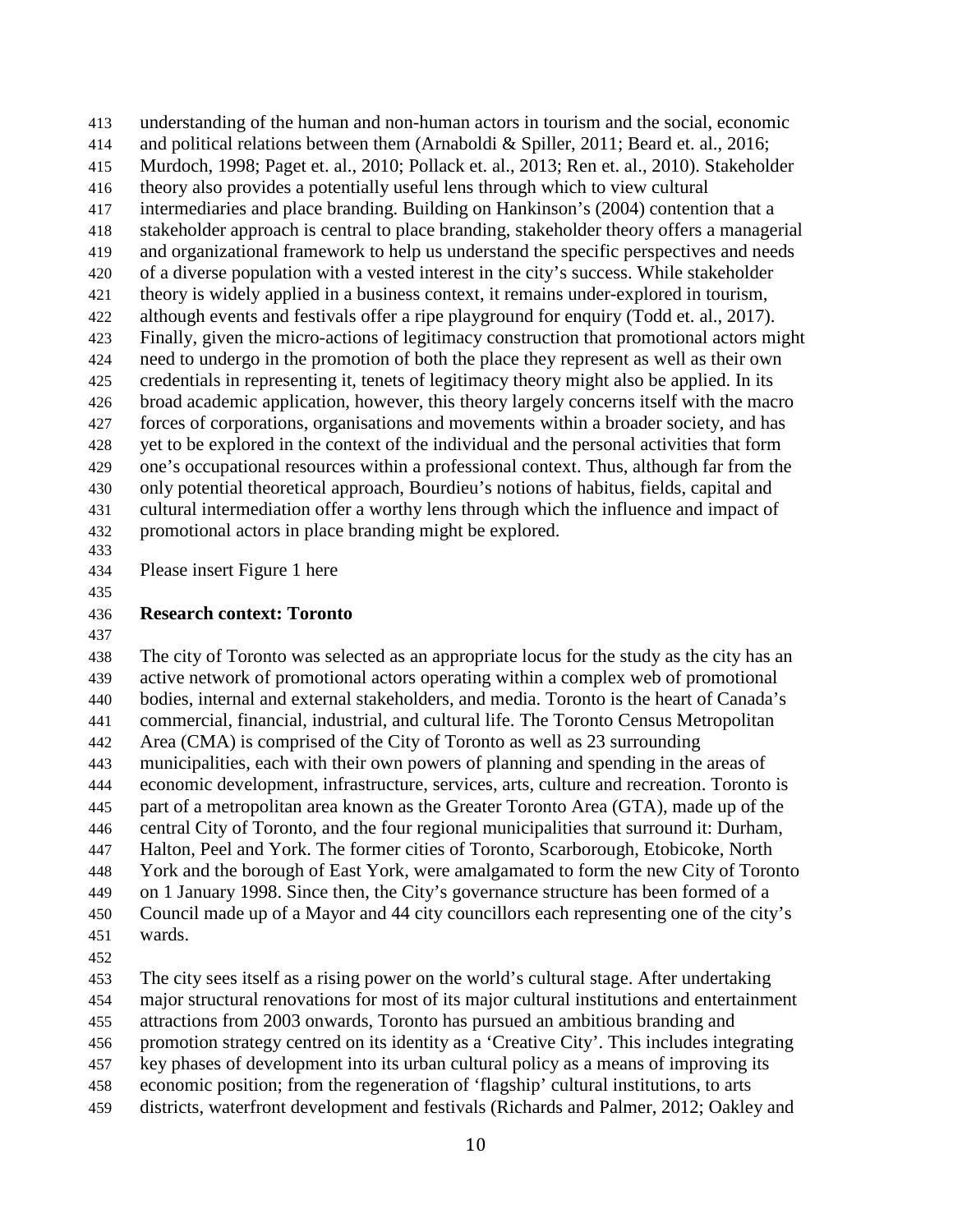understanding of the human and non-human actors in tourism and the social, economic and political relations between them (Arnaboldi & Spiller, 2011; Beard et. al., 2016; Murdoch, 1998; Paget et. al., 2010; Pollack et. al., 2013; Ren et. al., 2010). Stakeholder theory also provides a potentially useful lens through which to view cultural intermediaries and place branding. Building on Hankinson's (2004) contention that a stakeholder approach is central to place branding, stakeholder theory offers a managerial and organizational framework to help us understand the specific perspectives and needs of a diverse population with a vested interest in the city's success. While stakeholder theory is widely applied in a business context, it remains under-explored in tourism, although events and festivals offer a ripe playground for enquiry (Todd et. al., 2017). Finally, given the micro-actions of legitimacy construction that promotional actors might need to undergo in the promotion of both the place they represent as well as their own credentials in representing it, tenets of legitimacy theory might also be applied. In its broad academic application, however, this theory largely concerns itself with the macro forces of corporations, organisations and movements within a broader society, and has yet to be explored in the context of the individual and the personal activities that form one's occupational resources within a professional context. Thus, although far from the only potential theoretical approach, Bourdieu's notions of habitus, fields, capital and cultural intermediation offer a worthy lens through which the influence and impact of promotional actors in place branding might be explored.

Please insert Figure 1 here

## Research context: Toronto

The city of Toronto was selected as an appropriate locus for the study as the city has an active network of promotional actors operating within a complex web of promotional bodies, internal and external stakeholders, and media. Toronto is the heart of Canada's commercial, financial, industrial, and cultural life. The Toronto Census Metropolitan Area (CMA) is comprised of the City of Toronto as well as 23 surrounding municipalities, each with their own powers of planning and spending in the areas of economic development, infrastructure, services, arts, culture and recreation. Toronto is part of a metropolitan area known as the Greater Toronto Area (GTA), made up of the central City of Toronto, and the four regional municipalities that surround it: Durham, Halton, Peel and York. The former cities of Toronto, Scarborough, Etobicoke, North York and the borough of East York, were amalgamated to form the new City of Toronto on 1 January 1998. Since then, the City's governance structure has been formed of a Council made up of a Mayor and 44 city councillors each representing one of the city's wards.

The city sees itself as a rising power on the world's cultural stage. After undertaking major structural renovations for most of its major cultural institutions and entertainment attractions from 2003 onwards, Toronto has pursued an ambitious branding and promotion strategy centred on its identity as a 'Creative City'. This includes integrating key phases of development into its urban cultural policy as a means of improving its economic position; from the regeneration of 'flagship' cultural institutions, to arts districts, waterfront development and festivals (Richards and Palmer, 2012; Oakley and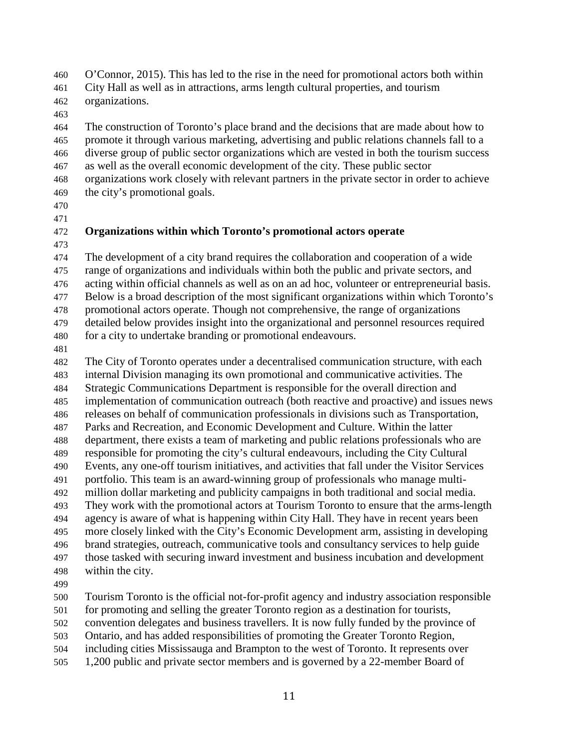O'Connor, 2015). This has led to the rise in the need for promotional actors both within City Hall as well as in attractions, arms length cultural properties, and tourism organizations.

The construction of Toronto's place brand and the decisions that are made about how to promote it through various marketing, advertising and public relations channels fall to a diverse group of public sector organizations which are vested in both the tourism success as well as the overall economic development of the city. These public sector organizations work closely with relevant partners in the private sector in order to achieve the city's promotional goals.

## Organizations within which Toronto's promotional actors operate

The development of a city brand requires the collaboration and cooperation of a wide range of organizations and individuals within both the public and private sectors, and acting within official channels as well as on an ad hoc, volunteer or entrepreneurial basis. Below is a broad description of the most significant organizations within which Toronto's promotional actors operate. Though not comprehensive, the range of organizations detailed below provides insight into the organizational and personnel resources required for a city to undertake branding or promotional endeavours.

The City of Toronto operates under a decentralised communication structure, with each internal Division managing its own promotional and communicative activities. The Strategic Communications Department is responsible for the overall direction and implementation of communication outreach (both reactive and proactive) and issues news releases on behalf of communication professionals in divisions such as Transportation, Parks and Recreation, and Economic Development and Culture. Within the latter department, there exists a team of marketing and public relations professionals who are responsible for promoting the city's cultural endeavours, including the City Cultural Events, any one-off tourism initiatives, and activities that fall under the Visitor Services portfolio. This team is an award-winning group of professionals who manage multi-million dollar marketing and publicity campaigns in both traditional and social media. They work with the promotional actors at Tourism Toronto to ensure that the arms-length agency is aware of what is happening within City Hall. They have in recent years been more closely linked with the City's Economic Development arm, assisting in developing brand strategies, outreach, communicative tools and consultancy services to help guide those tasked with securing inward investment and business incubation and development within the city.

Tourism Toronto is the official not-for-profit agency and industry association responsible for promoting and selling the greater Toronto region as a destination for tourists, convention delegates and business travellers. It is now fully funded by the province of Ontario, and has added responsibilities of promoting the Greater Toronto Region, including cities Mississauga and Brampton to the west of Toronto. It represents over 1,200 public and private sector members and is governed by a 22-member Board of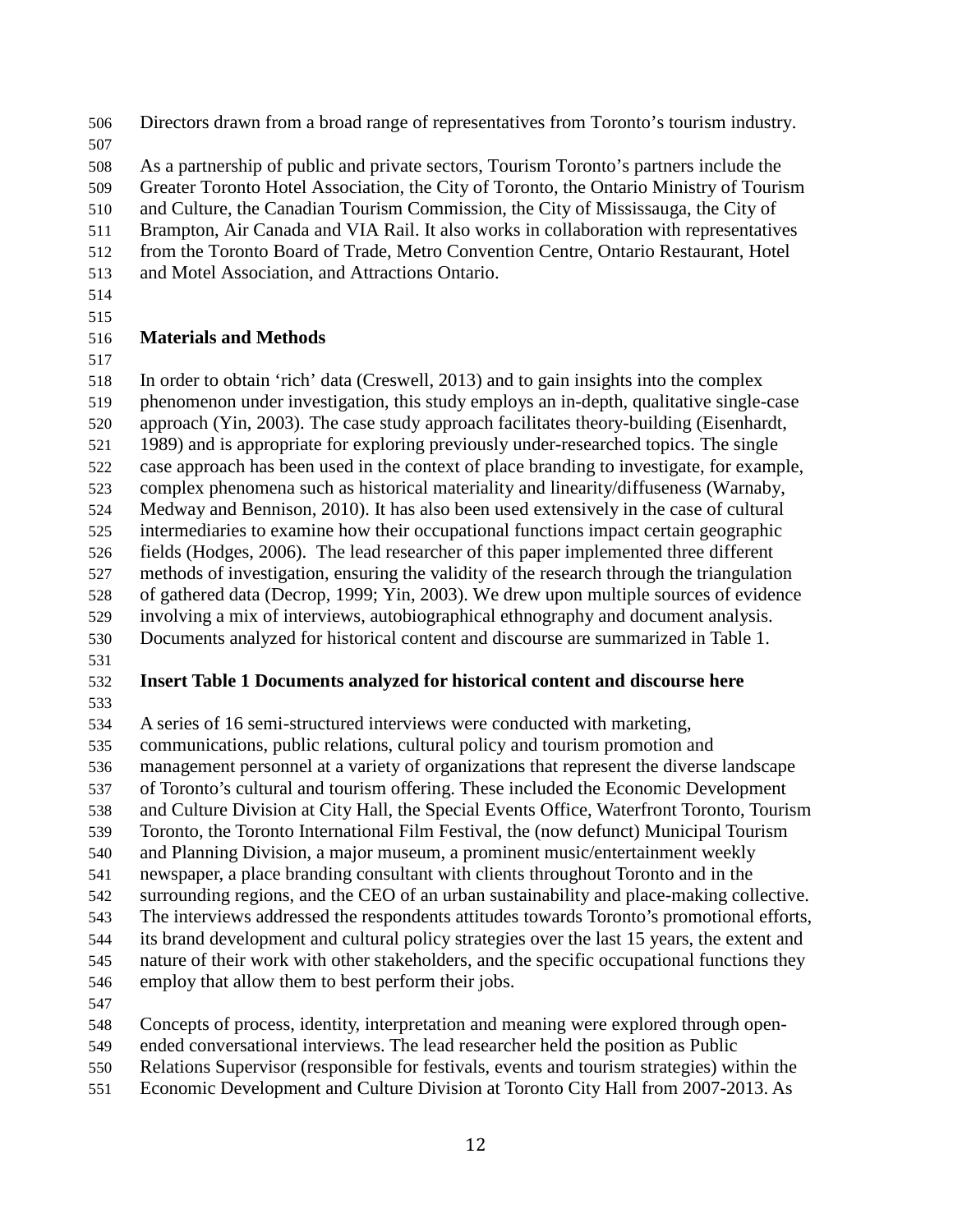Directors drawn from a broad range of representatives from Toronto's tourism industry.

As a partnership of public and private sectors, Tourism Toronto's partners include the Greater Toronto Hotel Association, the City of Toronto, the Ontario Ministry of Tourism and Culture, the Canadian Tourism Commission, the City of Mississauga, the City of Brampton, Air Canada and VIA Rail. It also works in collaboration with representatives from the Toronto Board of Trade, Metro Convention Centre, Ontario Restaurant, Hotel and Motel Association, and Attractions Ontario.

## Materials and Methods

In order to obtain 'rich' data (Creswell, 2013) and to gain insights into the complex phenomenon under investigation, this study employs an in-depth, qualitative single-case approach (Yin, 2003). The case study approach facilitates theory-building (Eisenhardt, 1989) and is appropriate for exploring previously under-researched topics. The single case approach has been used in the context of place branding to investigate, for example, complex phenomena such as historical materiality and linearity/diffuseness (Warnaby, Medway and Bennison, 2010). It has also been used extensively in the case of cultural intermediaries to examine how their occupational functions impact certain geographic fields (Hodges, 2006). The lead researcher of this paper implemented three different methods of investigation, ensuring the validity of the research through the triangulation of gathered data (Decrop, 1999; Yin, 2003). We drew upon multiple sources of evidence involving a mix of interviews, autobiographical ethnography and document analysis. Documents analyzed for historical content and discourse are summarized in Table 1.

**Insert Table 1 Documents analyzed for historical content and discourse here**

A series of 16 semi-structured interviews were conducted with marketing, communications, public relations, cultural policy and tourism promotion and management personnel at a variety of organizations that represent the diverse landscape of Toronto's cultural and tourism offering. These included the Economic Development and Culture Division at City Hall, the Special Events Office, Waterfront Toronto, Tourism Toronto, the Toronto International Film Festival, the (now defunct) Municipal Tourism and Planning Division, a major museum, a prominent music/entertainment weekly newspaper, a place branding consultant with clients throughout Toronto and in the surrounding regions, and the CEO of an urban sustainability and place-making collective. The interviews addressed the respondents attitudes towards Toronto's promotional efforts, its brand development and cultural policy strategies over the last 15 years, the extent and nature of their work with other stakeholders, and the specific occupational functions they employ that allow them to best perform their jobs.

Concepts of process, identity, interpretation and meaning were explored through open-ended conversational interviews. The lead researcher held the position as Public Relations Supervisor (responsible for festivals, events and tourism strategies) within the Economic Development and Culture Division at Toronto City Hall from 2007-2013. As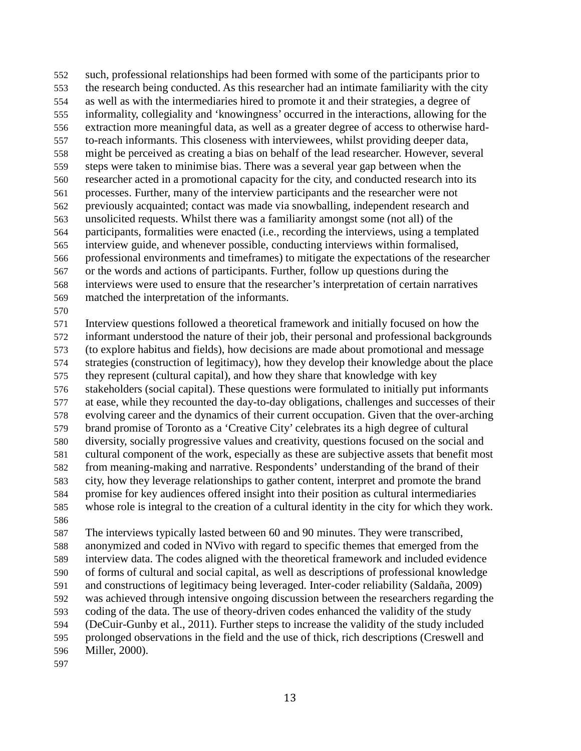such, professional relationships had been formed with some of the participants prior to the research being conducted. As this researcher had an intimate familiarity with the city as well as with the intermediaries hired to promote it and their strategies, a degree of informality, collegiality and 'knowingness' occurred in the interactions, allowing for the extraction more meaningful data, as well as a greater degree of access to otherwise hard-to-reach informants. This closeness with interviewees, whilst providing deeper data, might be perceived as creating a bias on behalf of the lead researcher. However, several steps were taken to minimise bias. There was a several year gap between when the researcher acted in a promotional capacity for the city, and conducted research into its processes. Further, many of the interview participants and the researcher were not previously acquainted; contact was made via snowballing, independent research and unsolicited requests. Whilst there was a familiarity amongst some (not all) of the participants, formalities were enacted (i.e., recording the interviews, using a templated interview guide, and whenever possible, conducting interviews within formalised, professional environments and timeframes) to mitigate the expectations of the researcher or the words and actions of participants. Further, follow up questions during the interviews were used to ensure that the researcher's interpretation of certain narratives matched the interpretation of the informants.

Interview questions followed a theoretical framework and initially focused on how the informant understood the nature of their job, their personal and professional backgrounds (to explore habitus and fields), how decisions are made about promotional and message strategies (construction of legitimacy), how they develop their knowledge about the place they represent (cultural capital), and how they share that knowledge with key stakeholders (social capital). These questions were formulated to initially put informants at ease, while they recounted the day-to-day obligations, challenges and successes of their evolving career and the dynamics of their current occupation. Given that the over-arching brand promise of Toronto as a 'Creative City' celebrates its a high degree of cultural diversity, socially progressive values and creativity, questions focused on the social and cultural component of the work, especially as these are subjective assets that benefit most from meaning-making and narrative. Respondents' understanding of the brand of their city, how they leverage relationships to gather content, interpret and promote the brand promise for key audiences offered insight into their position as cultural intermediaries whose role is integral to the creation of a cultural identity in the city for which they work.

The interviews typically lasted between 60 and 90 minutes. They were transcribed, anonymized and coded in NVivo with regard to specific themes that emerged from the interview data. The codes aligned with the theoretical framework and included evidence of forms of cultural and social capital, as well as descriptions of professional knowledge and constructions of legitimacy being leveraged. Inter-coder reliability (Saldaña, 2009) was achieved through intensive ongoing discussion between the researchers regarding the coding of the data. The use of theory-driven codes enhanced the validity of the study (DeCuir-Gunby et al., 2011). Further steps to increase the validity of the study included prolonged observations in the field and the use of thick, rich descriptions (Creswell and Miller, 2000).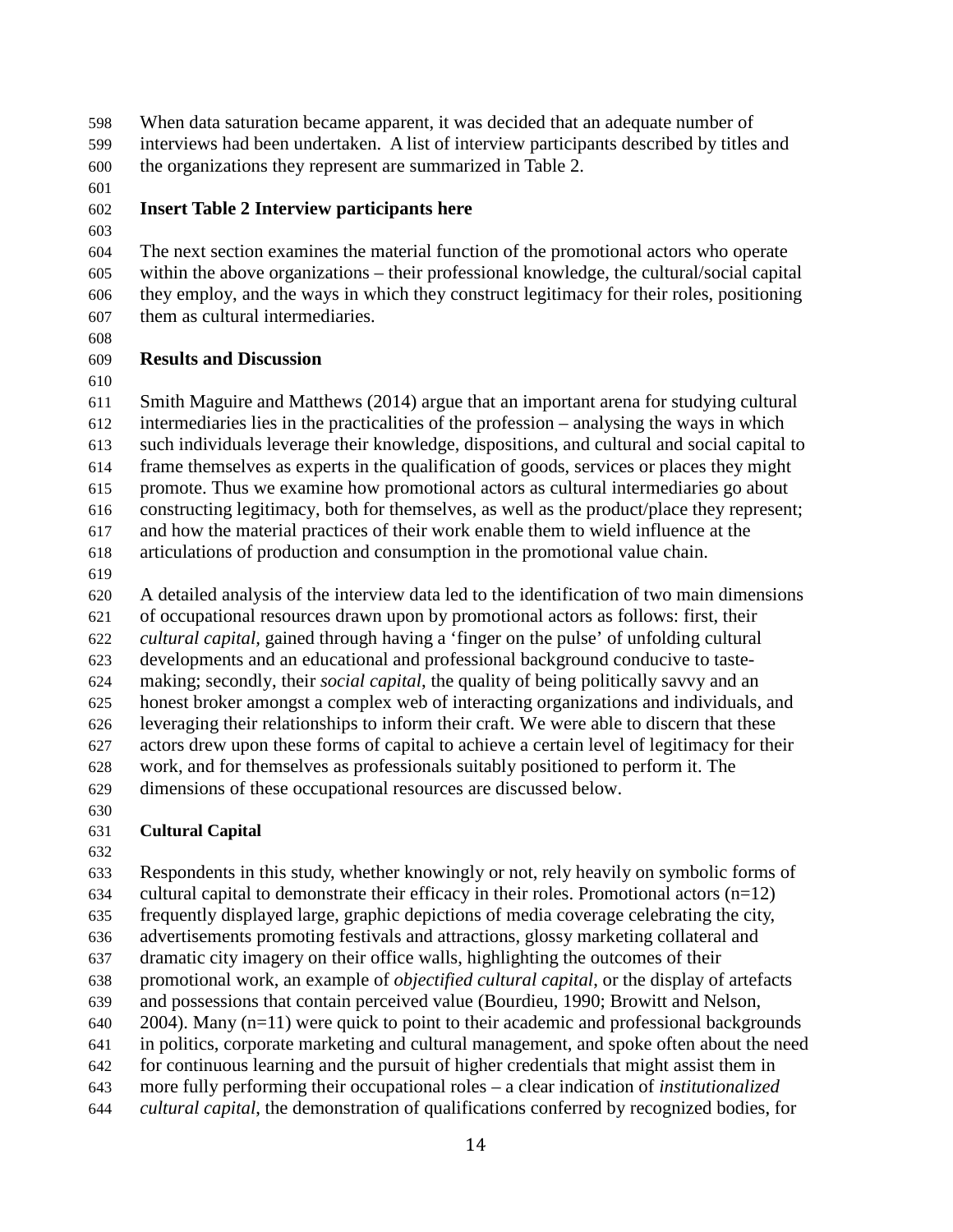When data saturation became apparent, it was decided that an adequate number of interviews had been undertaken. A list of interview participants described by titles and the organizations they represent are summarized in Table 2.

**Insert Table 2 Interview participants here**

The next section examines the material function of the promotional actors who operate within the above organizations – their professional knowledge, the cultural/social capital they employ, and the ways in which they construct legitimacy for their roles, positioning them as cultural intermediaries.

## Results and Discussion

Smith Maguire and Matthews (2014) argue that an important arena for studying cultural intermediaries lies in the practicalities of the profession – analysing the ways in which such individuals leverage their knowledge, dispositions, and cultural and social capital to frame themselves as experts in the qualification of goods, services or places they might promote. Thus we examine how promotional actors as cultural intermediaries go about constructing legitimacy, both for themselves, as well as the product/place they represent; and how the material practices of their work enable them to wield influence at the articulations of production and consumption in the promotional value chain.

A detailed analysis of the interview data led to the identification of two main dimensions of occupational resources drawn upon by promotional actors as follows: first, their *cultural capital*, gained through having a 'finger on the pulse' of unfolding cultural developments and an educational and professional background conducive to taste-making; secondly, their *social capital*, the quality of being politically savvy and an honest broker amongst a complex web of interacting organizations and individuals, and leveraging their relationships to inform their craft. We were able to discern that these actors drew upon these forms of capital to achieve a certain level of legitimacy for their work, and for themselves as professionals suitably positioned to perform it. The dimensions of these occupational resources are discussed below.

### Cultural Capital

Respondents in this study, whether knowingly or not, rely heavily on symbolic forms of cultural capital to demonstrate their efficacy in their roles. Promotional actors (n=12) frequently displayed large, graphic depictions of media coverage celebrating the city, advertisements promoting festivals and attractions, glossy marketing collateral and dramatic city imagery on their office walls, highlighting the outcomes of their promotional work, an example of *objectified cultural capital*, or the display of artefacts and possessions that contain perceived value (Bourdieu, 1990; Browitt and Nelson, 2004). Many (n=11) were quick to point to their academic and professional backgrounds in politics, corporate marketing and cultural management, and spoke often about the need for continuous learning and the pursuit of higher credentials that might assist them in more fully performing their occupational roles – a clear indication of *institutionalized cultural capital*, the demonstration of qualifications conferred by recognized bodies, for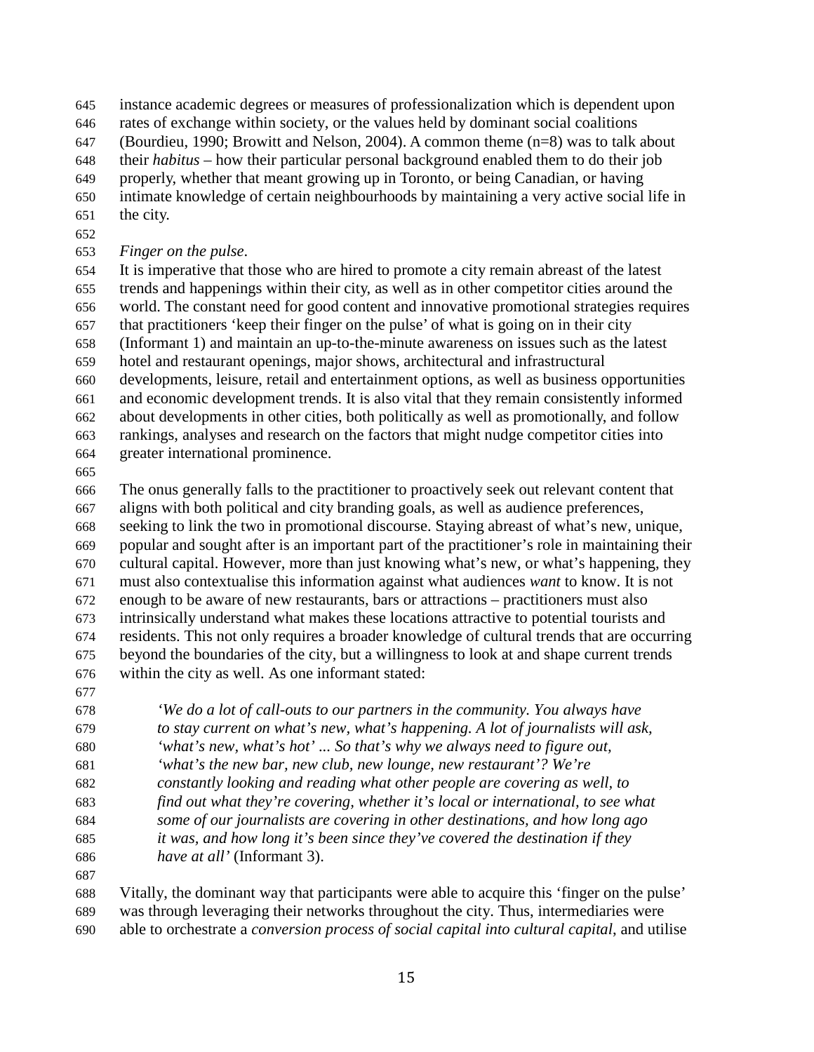instance academic degrees or measures of professionalization which is dependent upon rates of exchange within society, or the values held by dominant social coalitions (Bourdieu, 1990; Browitt and Nelson, 2004). A common theme (n=8) was to talk about their *habitus* – how their particular personal background enabled them to do their job properly, whether that meant growing up in Toronto, or being Canadian, or having intimate knowledge of certain neighbourhoods by maintaining a very active social life in the city.

*Finger on the pulse*.

It is imperative that those who are hired to promote a city remain abreast of the latest trends and happenings within their city, as well as in other competitor cities around the world. The constant need for good content and innovative promotional strategies requires that practitioners 'keep their finger on the pulse' of what is going on in their city (Informant 1) and maintain an up-to-the-minute awareness on issues such as the latest hotel and restaurant openings, major shows, architectural and infrastructural developments, leisure, retail and entertainment options, as well as business opportunities and economic development trends. It is also vital that they remain consistently informed about developments in other cities, both politically as well as promotionally, and follow rankings, analyses and research on the factors that might nudge competitor cities into greater international prominence.

The onus generally falls to the practitioner to proactively seek out relevant content that aligns with both political and city branding goals, as well as audience preferences, seeking to link the two in promotional discourse. Staying abreast of what's new, unique, popular and sought after is an important part of the practitioner's role in maintaining their cultural capital. However, more than just knowing what's new, or what's happening, they must also contextualise this information against what audiences *want* to know. It is not enough to be aware of new restaurants, bars or attractions – practitioners must also intrinsically understand what makes these locations attractive to potential tourists and residents. This not only requires a broader knowledge of cultural trends that are occurring beyond the boundaries of the city, but a willingness to look at and shape current trends within the city as well. As one informant stated:

> *'We do a lot of call-outs to our partners in the community. You always have to stay current on what's new, what's happening. A lot of journalists will ask, 'what's new, what's hot' ... So that's why we always need to figure out, 'what's the new bar, new club, new lounge, new restaurant'? We're constantly looking and reading what other people are covering as well, to find out what they're covering, whether it's local or international, to see what some of our journalists are covering in other destinations, and how long ago it was, and how long it's been since they've covered the destination if they have at all'* (Informant 3).

Vitally, the dominant way that participants were able to acquire this 'finger on the pulse' was through leveraging their networks throughout the city. Thus, intermediaries were able to orchestrate a *conversion process of social capital into cultural capital*, and utilise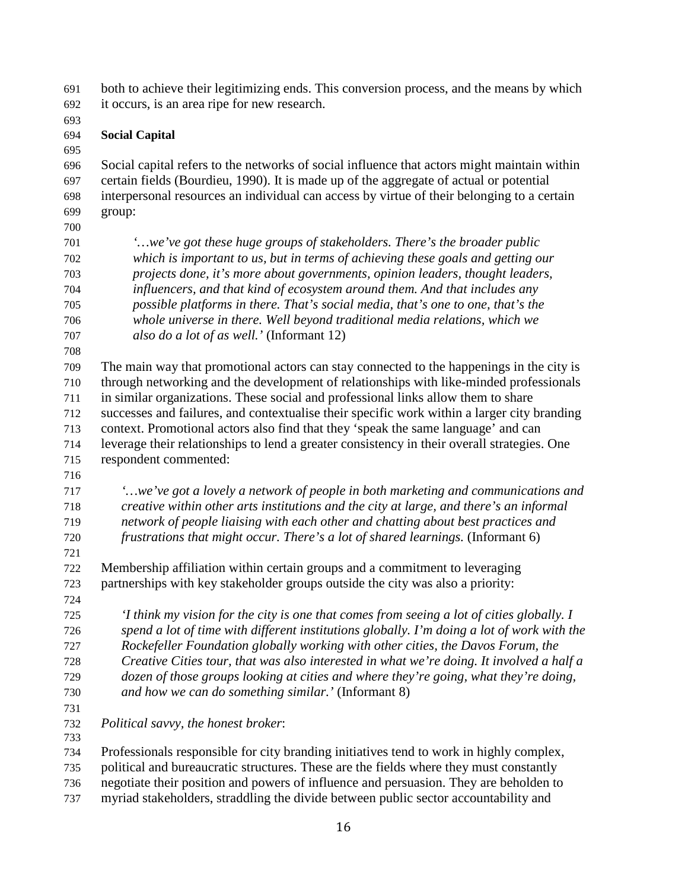both to achieve their legitimizing ends. This conversion process, and the means by which it occurs, is an area ripe for new research.

**Social Capital**

Social capital refers to the networks of social influence that actors might maintain within certain fields (Bourdieu, 1990). It is made up of the aggregate of actual or potential interpersonal resources an individual can access by virtue of their belonging to a certain group:

> *'…we've got these huge groups of stakeholders. There's the broader public which is important to us, but in terms of achieving these goals and getting our projects done, it's more about governments, opinion leaders, thought leaders, influencers, and that kind of ecosystem around them. And that includes any possible platforms in there. That's social media, that's one to one, that's the whole universe in there. Well beyond traditional media relations, which we also do a lot of as well.'* (Informant 12)

The main way that promotional actors can stay connected to the happenings in the city is through networking and the development of relationships with like-minded professionals in similar organizations. These social and professional links allow them to share successes and failures, and contextualise their specific work within a larger city branding context. Promotional actors also find that they 'speak the same language' and can leverage their relationships to lend a greater consistency in their overall strategies. One respondent commented:

> *'…we've got a lovely a network of people in both marketing and communications and creative within other arts institutions and the city at large, and there's an informal network of people liaising with each other and chatting about best practices and frustrations that might occur. There's a lot of shared learnings.* (Informant 6)

Membership affiliation within certain groups and a commitment to leveraging partnerships with key stakeholder groups outside the city was also a priority:

> *'I think my vision for the city is one that comes from seeing a lot of cities globally. I spend a lot of time with different institutions globally. I'm doing a lot of work with the Rockefeller Foundation globally working with other cities, the Davos Forum, the Creative Cities tour, that was also interested in what we're doing. It involved a half a dozen of those groups looking at cities and where they're going, what they're doing, and how we can do something similar.'* (Informant 8)

*Political savvy, the honest broker*:

Professionals responsible for city branding initiatives tend to work in highly complex, political and bureaucratic structures. These are the fields where they must constantly negotiate their position and powers of influence and persuasion. They are beholden to myriad stakeholders, straddling the divide between public sector accountability and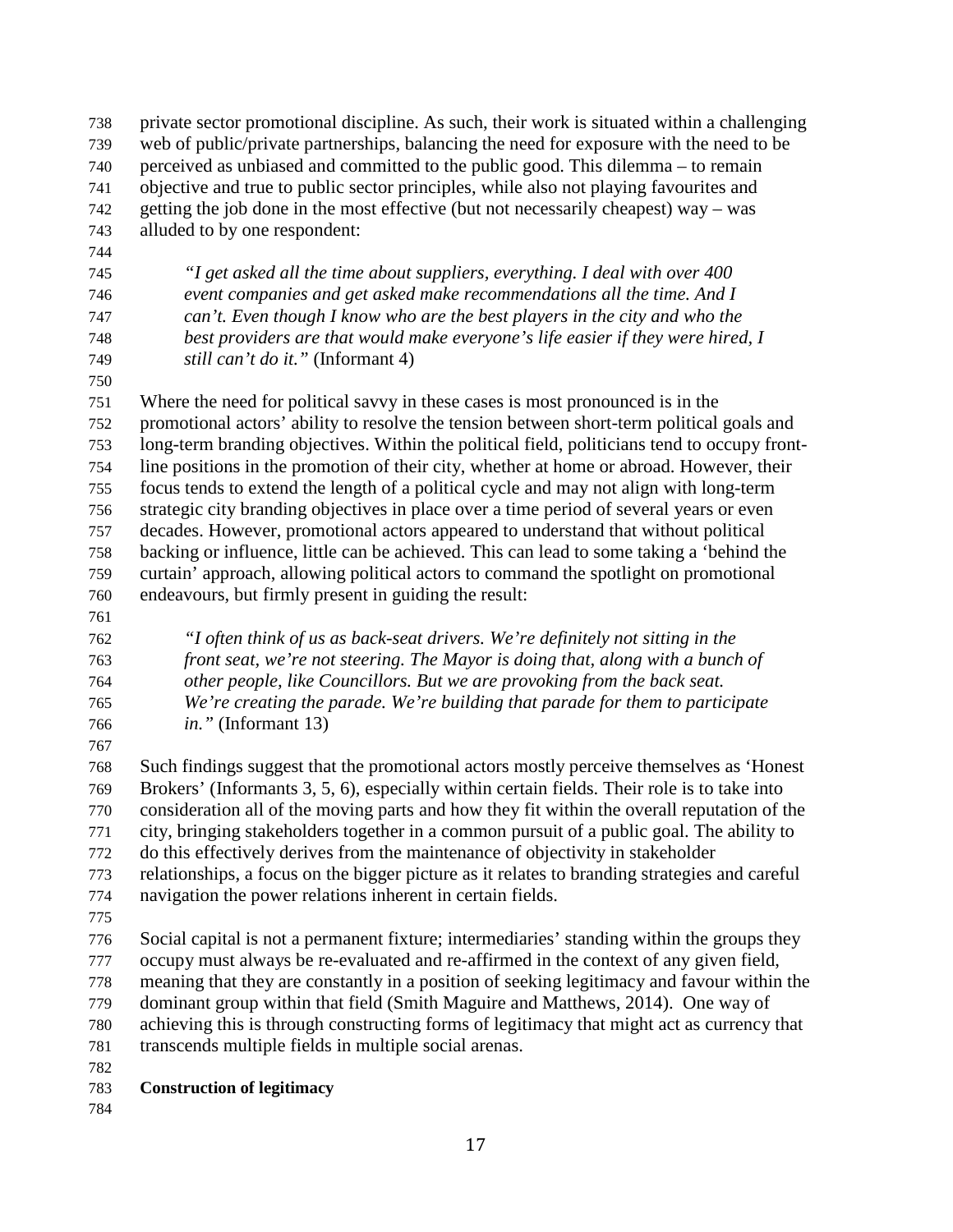private sector promotional discipline. As such, their work is situated within a challenging web of public/private partnerships, balancing the need for exposure with the need to be perceived as unbiased and committed to the public good. This dilemma – to remain objective and true to public sector principles, while also not playing favourites and getting the job done in the most effective (but not necessarily cheapest) way – was alluded to by one respondent:

> *"I get asked all the time about suppliers, everything. I deal with over 400 event companies and get asked make recommendations all the time. And I can't. Even though I know who are the best players in the city and who the best providers are that would make everyone's life easier if they were hired, I still can't do it."* (Informant 4)

Where the need for political savvy in these cases is most pronounced is in the promotional actors' ability to resolve the tension between short-term political goals and long-term branding objectives. Within the political field, politicians tend to occupy front-line positions in the promotion of their city, whether at home or abroad. However, their focus tends to extend the length of a political cycle and may not align with long-term strategic city branding objectives in place over a time period of several years or even decades. However, promotional actors appeared to understand that without political backing or influence, little can be achieved. This can lead to some taking a 'behind the curtain' approach, allowing political actors to command the spotlight on promotional endeavours, but firmly present in guiding the result:

> *"I often think of us as back-seat drivers. We're definitely not sitting in the front seat, we're not steering. The Mayor is doing that, along with a bunch of other people, like Councillors. But we are provoking from the back seat. We're creating the parade. We're building that parade for them to participate in."* (Informant 13)

Such findings suggest that the promotional actors mostly perceive themselves as 'Honest Brokers' (Informants 3, 5, 6), especially within certain fields. Their role is to take into consideration all of the moving parts and how they fit within the overall reputation of the city, bringing stakeholders together in a common pursuit of a public goal. The ability to do this effectively derives from the maintenance of objectivity in stakeholder relationships, a focus on the bigger picture as it relates to branding strategies and careful navigation the power relations inherent in certain fields.

Social capital is not a permanent fixture; intermediaries' standing within the groups they occupy must always be re-evaluated and re-affirmed in the context of any given field, meaning that they are constantly in a position of seeking legitimacy and favour within the dominant group within that field (Smith Maguire and Matthews, 2014). One way of achieving this is through constructing forms of legitimacy that might act as currency that transcends multiple fields in multiple social arenas.

**Construction of legitimacy**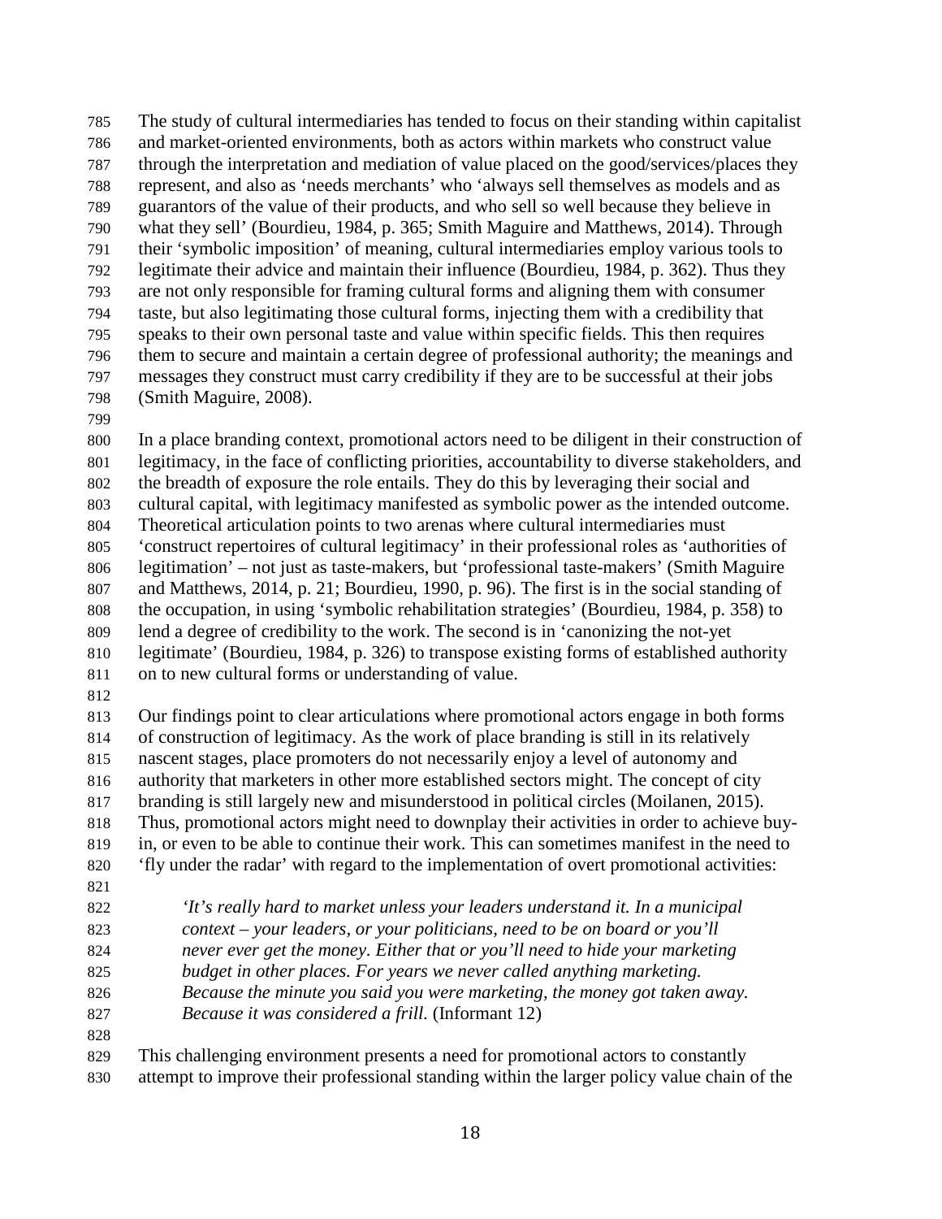The study of cultural intermediaries has tended to focus on their standing within capitalist and market-oriented environments, both as actors within markets who construct value through the interpretation and mediation of value placed on the good/services/places they represent, and also as 'needs merchants' who 'always sell themselves as models and as guarantors of the value of their products, and who sell so well because they believe in what they sell' (Bourdieu, 1984, p. 365; Smith Maguire and Matthews, 2014). Through their 'symbolic imposition' of meaning, cultural intermediaries employ various tools to legitimate their advice and maintain their influence (Bourdieu, 1984, p. 362). Thus they are not only responsible for framing cultural forms and aligning them with consumer taste, but also legitimating those cultural forms, injecting them with a credibility that speaks to their own personal taste and value within specific fields. This then requires them to secure and maintain a certain degree of professional authority; the meanings and messages they construct must carry credibility if they are to be successful at their jobs (Smith Maguire, 2008).

In a place branding context, promotional actors need to be diligent in their construction of legitimacy, in the face of conflicting priorities, accountability to diverse stakeholders, and the breadth of exposure the role entails. They do this by leveraging their social and cultural capital, with legitimacy manifested as symbolic power as the intended outcome. Theoretical articulation points to two arenas where cultural intermediaries must 'construct repertoires of cultural legitimacy' in their professional roles as 'authorities of legitimation' – not just as taste-makers, but 'professional taste-makers' (Smith Maguire and Matthews, 2014, p. 21; Bourdieu, 1990, p. 96). The first is in the social standing of the occupation, in using 'symbolic rehabilitation strategies' (Bourdieu, 1984, p. 358) to lend a degree of credibility to the work. The second is in 'canonizing the not-yet legitimate' (Bourdieu, 1984, p. 326) to transpose existing forms of established authority on to new cultural forms or understanding of value.

Our findings point to clear articulations where promotional actors engage in both forms of construction of legitimacy. As the work of place branding is still in its relatively nascent stages, place promoters do not necessarily enjoy a level of autonomy and authority that marketers in other more established sectors might. The concept of city branding is still largely new and misunderstood in political circles (Moilanen, 2015). Thus, promotional actors might need to downplay their activities in order to achieve buy-in, or even to be able to continue their work. This can sometimes manifest in the need to 'fly under the radar' with regard to the implementation of overt promotional activities:

> *'It's really hard to market unless your leaders understand it. In a municipal context – your leaders, or your politicians, need to be on board or you'll never ever get the money. Either that or you'll need to hide your marketing budget in other places. For years we never called anything marketing. Because the minute you said you were marketing, the money got taken away. Because it was considered a frill.* (Informant 12)

This challenging environment presents a need for promotional actors to constantly attempt to improve their professional standing within the larger policy value chain of the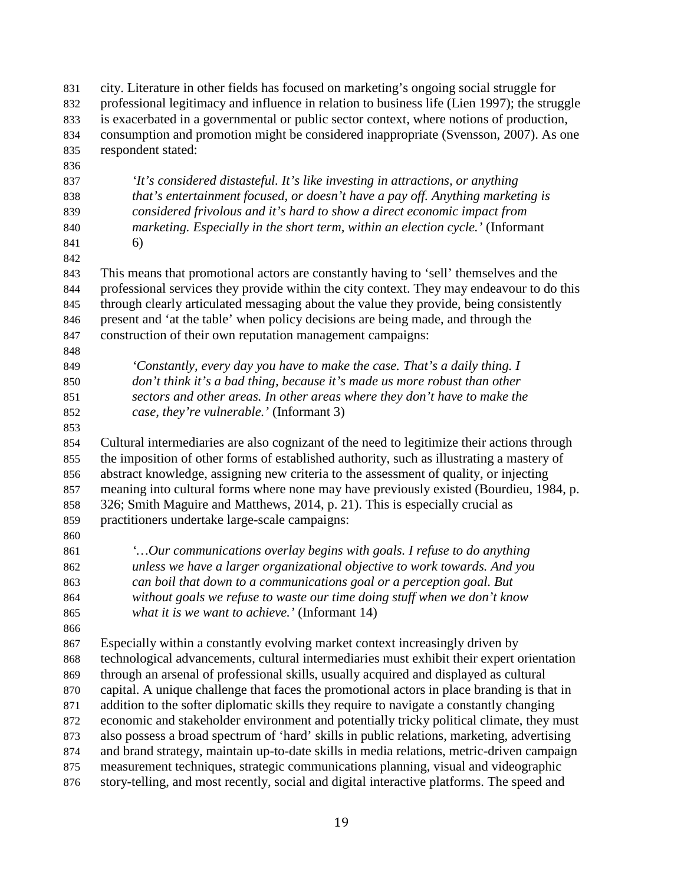city. Literature in other fields has focused on marketing's ongoing social struggle for professional legitimacy and influence in relation to business life (Lien 1997); the struggle is exacerbated in a governmental or public sector context, where notions of production, consumption and promotion might be considered inappropriate (Svensson, 2007). As one respondent stated:

> *'It's considered distasteful. It's like investing in attractions, or anything that's entertainment focused, or doesn't have a pay off. Anything marketing is considered frivolous and it's hard to show a direct economic impact from marketing. Especially in the short term, within an election cycle.'* (Informant 6)

This means that promotional actors are constantly having to 'sell' themselves and the professional services they provide within the city context. They may endeavour to do this through clearly articulated messaging about the value they provide, being consistently present and 'at the table' when policy decisions are being made, and through the construction of their own reputation management campaigns:

> *'Constantly, every day you have to make the case. That's a daily thing. I don't think it's a bad thing, because it's made us more robust than other sectors and other areas. In other areas where they don't have to make the case, they're vulnerable.'* (Informant 3)

Cultural intermediaries are also cognizant of the need to legitimize their actions through the imposition of other forms of established authority, such as illustrating a mastery of abstract knowledge, assigning new criteria to the assessment of quality, or injecting meaning into cultural forms where none may have previously existed (Bourdieu, 1984, p. 326; Smith Maguire and Matthews, 2014, p. 21). This is especially crucial as practitioners undertake large-scale campaigns:

> *'…Our communications overlay begins with goals. I refuse to do anything unless we have a larger organizational objective to work towards. And you can boil that down to a communications goal or a perception goal. But without goals we refuse to waste our time doing stuff when we don't know what it is we want to achieve.'* (Informant 14)

Especially within a constantly evolving market context increasingly driven by technological advancements, cultural intermediaries must exhibit their expert orientation through an arsenal of professional skills, usually acquired and displayed as cultural capital. A unique challenge that faces the promotional actors in place branding is that in addition to the softer diplomatic skills they require to navigate a constantly changing economic and stakeholder environment and potentially tricky political climate, they must also possess a broad spectrum of 'hard' skills in public relations, marketing, advertising and brand strategy, maintain up-to-date skills in media relations, metric-driven campaign measurement techniques, strategic communications planning, visual and videographic story-telling, and most recently, social and digital interactive platforms. The speed and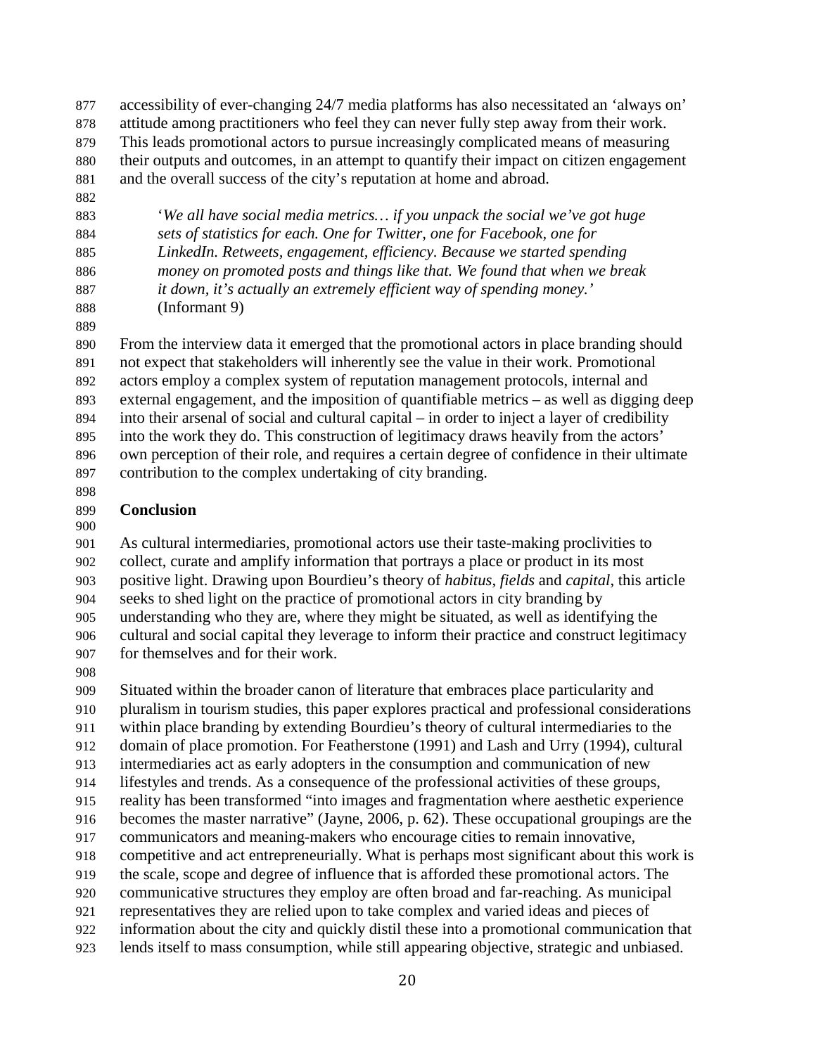accessibility of ever-changing 24/7 media platforms has also necessitated an 'always on' attitude among practitioners who feel they can never fully step away from their work. This leads promotional actors to pursue increasingly complicated means of measuring their outputs and outcomes, in an attempt to quantify their impact on citizen engagement and the overall success of the city's reputation at home and abroad.

> '*We all have social media metrics… if you unpack the social we've got huge sets of statistics for each. One for Twitter, one for Facebook, one for LinkedIn. Retweets, engagement, efficiency. Because we started spending money on promoted posts and things like that. We found that when we break it down, it's actually an extremely efficient way of spending money.*'
> (Informant 9)

From the interview data it emerged that the promotional actors in place branding should not expect that stakeholders will inherently see the value in their work. Promotional actors employ a complex system of reputation management protocols, internal and external engagement, and the imposition of quantifiable metrics – as well as digging deep into their arsenal of social and cultural capital – in order to inject a layer of credibility into the work they do. This construction of legitimacy draws heavily from the actors' own perception of their role, and requires a certain degree of confidence in their ultimate contribution to the complex undertaking of city branding.

## Conclusion

As cultural intermediaries, promotional actors use their taste-making proclivities to collect, curate and amplify information that portrays a place or product in its most positive light. Drawing upon Bourdieu's theory of *habitus*, *fields* and *capital*, this article seeks to shed light on the practice of promotional actors in city branding by understanding who they are, where they might be situated, as well as identifying the cultural and social capital they leverage to inform their practice and construct legitimacy for themselves and for their work.

Situated within the broader canon of literature that embraces place particularity and pluralism in tourism studies, this paper explores practical and professional considerations within place branding by extending Bourdieu's theory of cultural intermediaries to the domain of place promotion. For Featherstone (1991) and Lash and Urry (1994), cultural intermediaries act as early adopters in the consumption and communication of new lifestyles and trends. As a consequence of the professional activities of these groups, reality has been transformed "into images and fragmentation where aesthetic experience becomes the master narrative" (Jayne, 2006, p. 62). These occupational groupings are the communicators and meaning-makers who encourage cities to remain innovative, competitive and act entrepreneurially. What is perhaps most significant about this work is the scale, scope and degree of influence that is afforded these promotional actors. The communicative structures they employ are often broad and far-reaching. As municipal representatives they are relied upon to take complex and varied ideas and pieces of information about the city and quickly distil these into a promotional communication that lends itself to mass consumption, while still appearing objective, strategic and unbiased.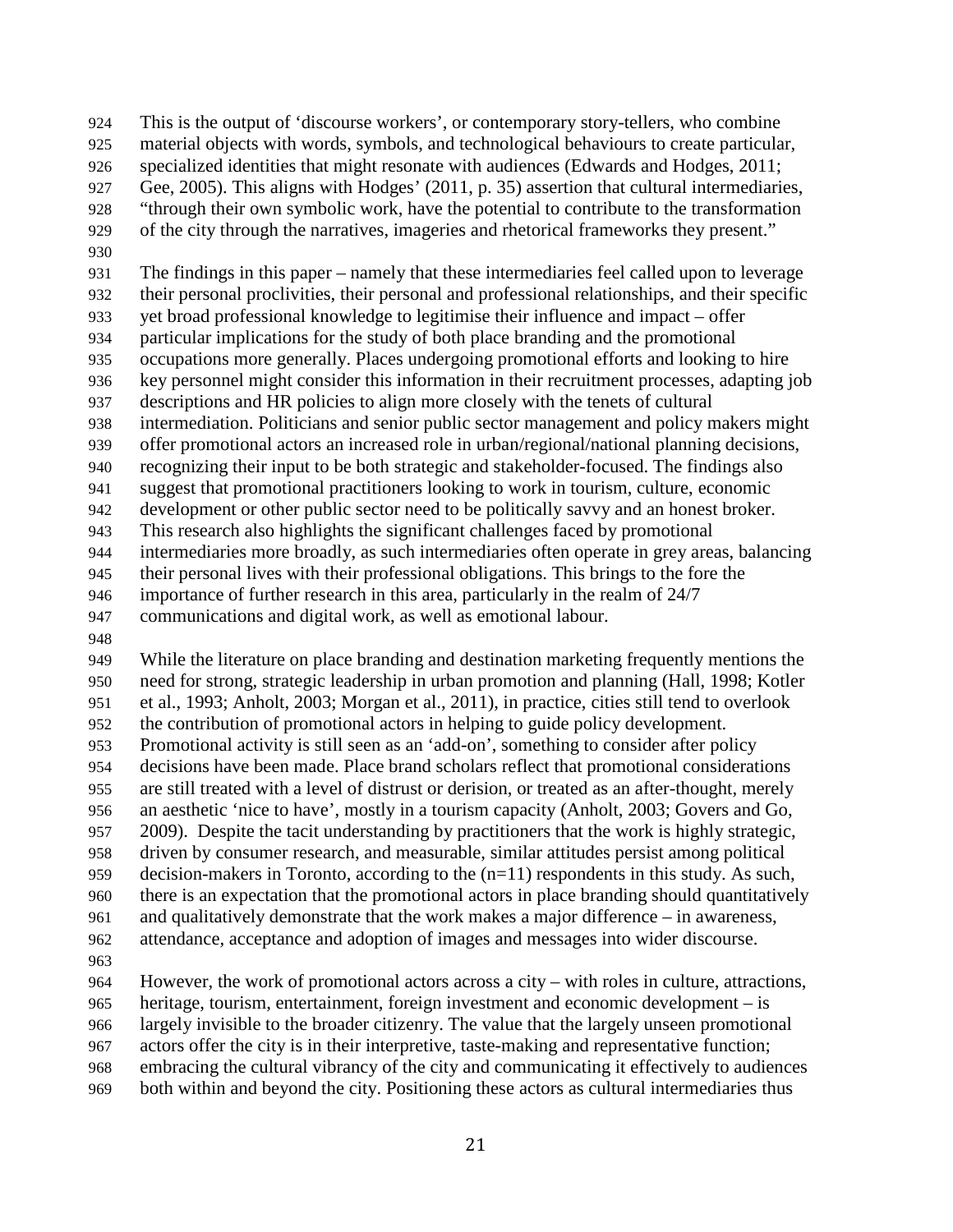This is the output of 'discourse workers', or contemporary story-tellers, who combine material objects with words, symbols, and technological behaviours to create particular, specialized identities that might resonate with audiences (Edwards and Hodges, 2011; Gee, 2005). This aligns with Hodges' (2011, p. 35) assertion that cultural intermediaries, "through their own symbolic work, have the potential to contribute to the transformation of the city through the narratives, imageries and rhetorical frameworks they present."

The findings in this paper – namely that these intermediaries feel called upon to leverage their personal proclivities, their personal and professional relationships, and their specific yet broad professional knowledge to legitimise their influence and impact – offer particular implications for the study of both place branding and the promotional occupations more generally. Places undergoing promotional efforts and looking to hire key personnel might consider this information in their recruitment processes, adapting job descriptions and HR policies to align more closely with the tenets of cultural intermediation. Politicians and senior public sector management and policy makers might offer promotional actors an increased role in urban/regional/national planning decisions, recognizing their input to be both strategic and stakeholder-focused. The findings also suggest that promotional practitioners looking to work in tourism, culture, economic development or other public sector need to be politically savvy and an honest broker. This research also highlights the significant challenges faced by promotional intermediaries more broadly, as such intermediaries often operate in grey areas, balancing their personal lives with their professional obligations. This brings to the fore the importance of further research in this area, particularly in the realm of 24/7 communications and digital work, as well as emotional labour.

While the literature on place branding and destination marketing frequently mentions the need for strong, strategic leadership in urban promotion and planning (Hall, 1998; Kotler et al., 1993; Anholt, 2003; Morgan et al., 2011), in practice, cities still tend to overlook the contribution of promotional actors in helping to guide policy development. Promotional activity is still seen as an 'add-on', something to consider after policy decisions have been made. Place brand scholars reflect that promotional considerations are still treated with a level of distrust or derision, or treated as an after-thought, merely an aesthetic 'nice to have', mostly in a tourism capacity (Anholt, 2003; Govers and Go, 2009). Despite the tacit understanding by practitioners that the work is highly strategic, driven by consumer research, and measurable, similar attitudes persist among political decision-makers in Toronto, according to the (n=11) respondents in this study. As such, there is an expectation that the promotional actors in place branding should quantitatively and qualitatively demonstrate that the work makes a major difference – in awareness, attendance, acceptance and adoption of images and messages into wider discourse.

However, the work of promotional actors across a city – with roles in culture, attractions, heritage, tourism, entertainment, foreign investment and economic development – is largely invisible to the broader citizenry. The value that the largely unseen promotional actors offer the city is in their interpretive, taste-making and representative function; embracing the cultural vibrancy of the city and communicating it effectively to audiences both within and beyond the city. Positioning these actors as cultural intermediaries thus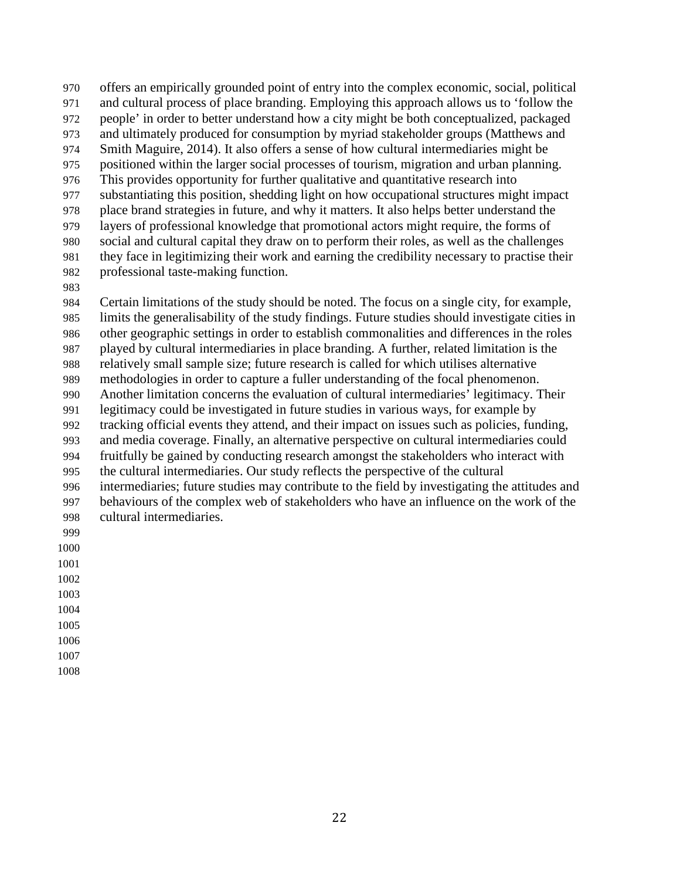offers an empirically grounded point of entry into the complex economic, social, political and cultural process of place branding. Employing this approach allows us to 'follow the people' in order to better understand how a city might be both conceptualized, packaged and ultimately produced for consumption by myriad stakeholder groups (Matthews and Smith Maguire, 2014). It also offers a sense of how cultural intermediaries might be positioned within the larger social processes of tourism, migration and urban planning. This provides opportunity for further qualitative and quantitative research into substantiating this position, shedding light on how occupational structures might impact place brand strategies in future, and why it matters. It also helps better understand the layers of professional knowledge that promotional actors might require, the forms of social and cultural capital they draw on to perform their roles, as well as the challenges they face in legitimizing their work and earning the credibility necessary to practise their professional taste-making function.

Certain limitations of the study should be noted. The focus on a single city, for example, limits the generalisability of the study findings. Future studies should investigate cities in other geographic settings in order to establish commonalities and differences in the roles played by cultural intermediaries in place branding. A further, related limitation is the relatively small sample size; future research is called for which utilises alternative methodologies in order to capture a fuller understanding of the focal phenomenon. Another limitation concerns the evaluation of cultural intermediaries' legitimacy. Their legitimacy could be investigated in future studies in various ways, for example by tracking official events they attend, and their impact on issues such as policies, funding, and media coverage. Finally, an alternative perspective on cultural intermediaries could fruitfully be gained by conducting research amongst the stakeholders who interact with the cultural intermediaries. Our study reflects the perspective of the cultural intermediaries; future studies may contribute to the field by investigating the attitudes and behaviours of the complex web of stakeholders who have an influence on the work of the cultural intermediaries.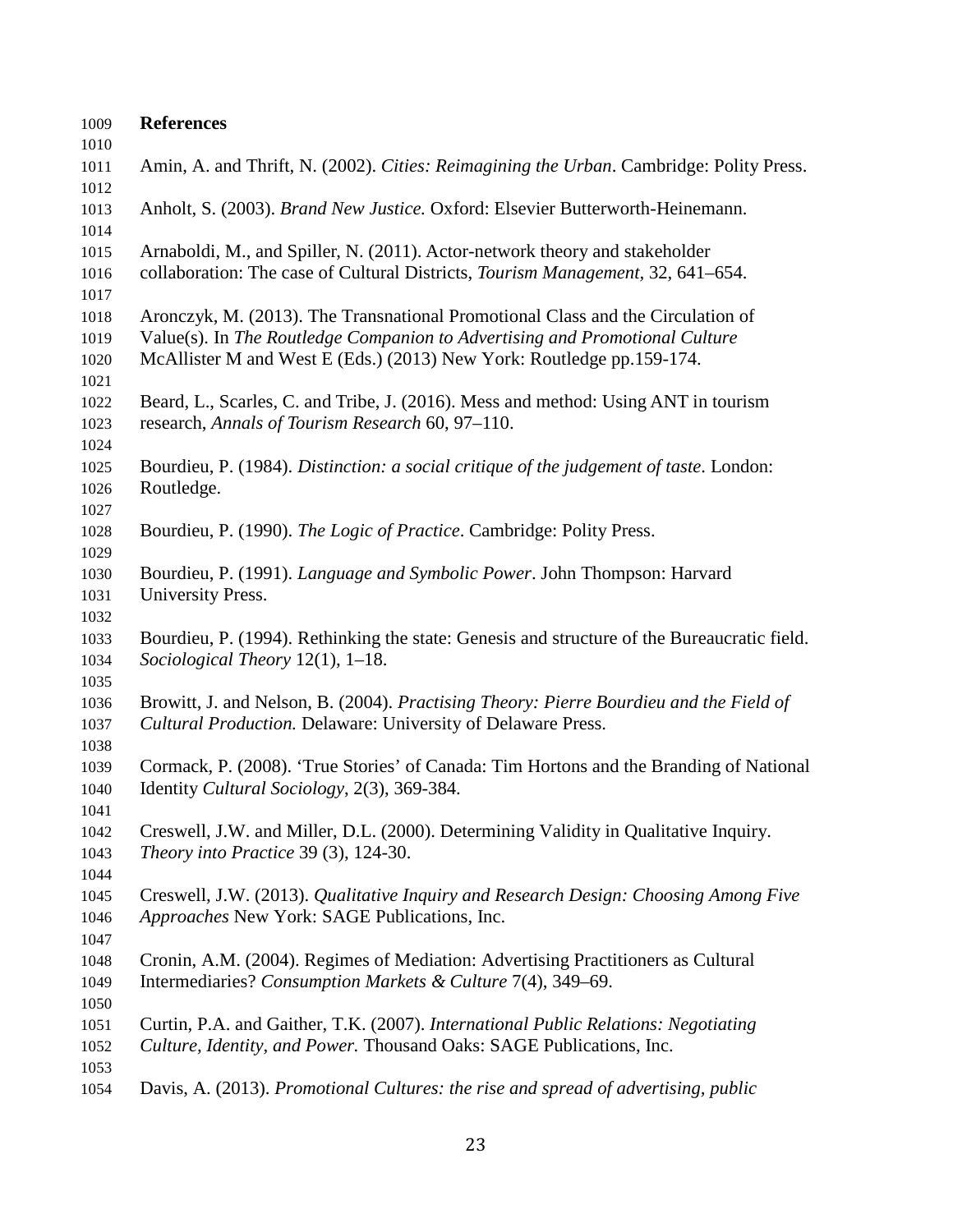## References

Amin, A. and Thrift, N. (2002). *Cities: Reimagining the Urban*. Cambridge: Polity Press.

Anholt, S. (2003). *Brand New Justice.* Oxford: Elsevier Butterworth-Heinemann.

Arnaboldi, M., and Spiller, N. (2011). Actor-network theory and stakeholder collaboration: The case of Cultural Districts, *Tourism Management*, 32, 641–654.

Aronczyk, M. (2013). The Transnational Promotional Class and the Circulation of Value(s). In *The Routledge Companion to Advertising and Promotional Culture* McAllister M and West E (Eds.) (2013) New York: Routledge pp.159-174.

Beard, L., Scarles, C. and Tribe, J. (2016). Mess and method: Using ANT in tourism research, *Annals of Tourism Research* 60, 97–110.

Bourdieu, P. (1984). *Distinction: a social critique of the judgement of taste*. London: Routledge.

Bourdieu, P. (1990). *The Logic of Practice*. Cambridge: Polity Press.

Bourdieu, P. (1991). *Language and Symbolic Power*. John Thompson: Harvard University Press.

Bourdieu, P. (1994). Rethinking the state: Genesis and structure of the Bureaucratic field. *Sociological Theory* 12(1), 1–18.

Browitt, J. and Nelson, B. (2004). *Practising Theory: Pierre Bourdieu and the Field of Cultural Production.* Delaware: University of Delaware Press.

Cormack, P. (2008). 'True Stories' of Canada: Tim Hortons and the Branding of National Identity *Cultural Sociology*, 2(3), 369-384.

Creswell, J.W. and Miller, D.L. (2000). Determining Validity in Qualitative Inquiry. *Theory into Practice* 39 (3), 124-30.

Creswell, J.W. (2013). *Qualitative Inquiry and Research Design: Choosing Among Five Approaches* New York: SAGE Publications, Inc.

Cronin, A.M. (2004). Regimes of Mediation: Advertising Practitioners as Cultural Intermediaries? *Consumption Markets & Culture* 7(4), 349–69.

Curtin, P.A. and Gaither, T.K. (2007). *International Public Relations: Negotiating Culture, Identity, and Power.* Thousand Oaks: SAGE Publications, Inc.

Davis, A. (2013). *Promotional Cultures: the rise and spread of advertising, public*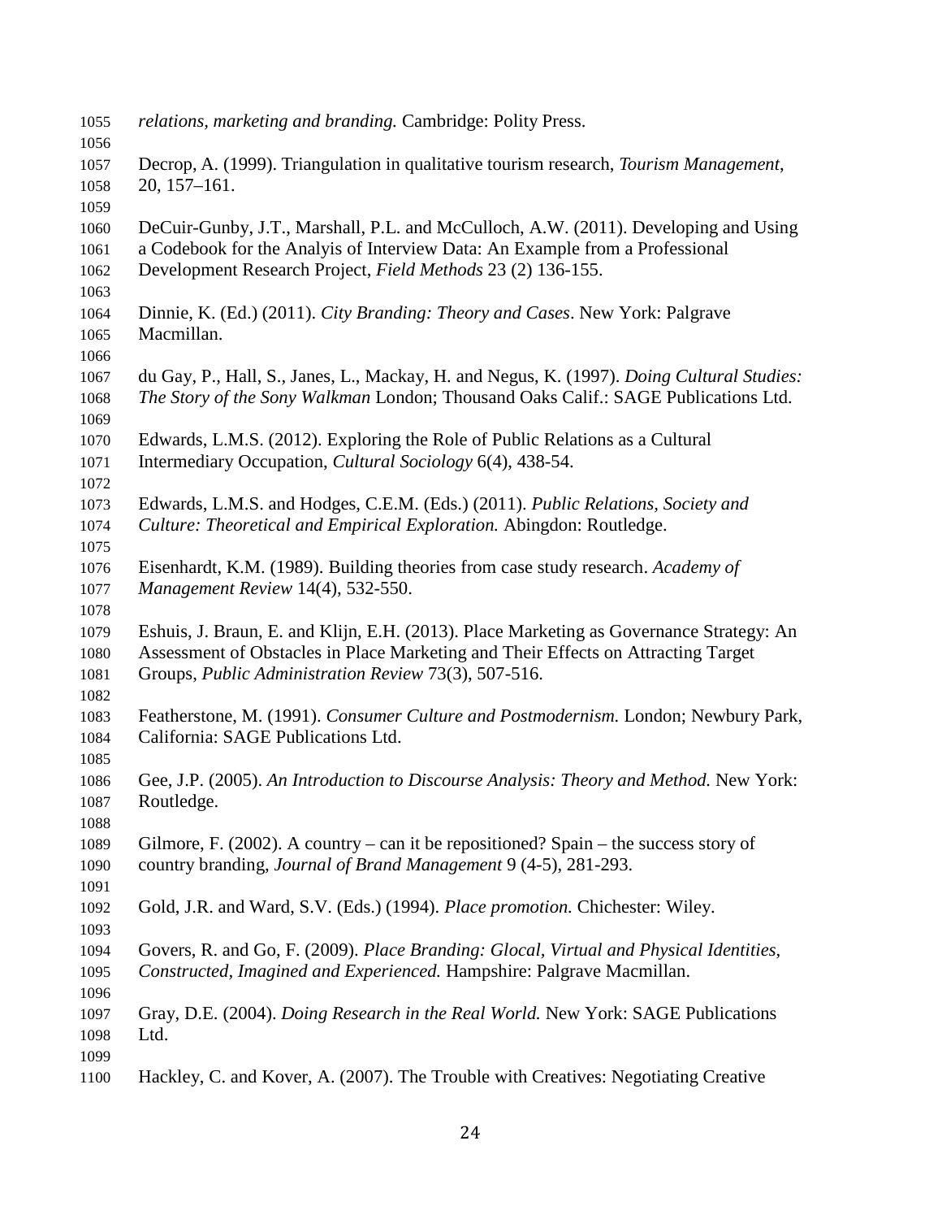*relations, marketing and branding.* Cambridge: Polity Press.

Decrop, A. (1999). Triangulation in qualitative tourism research, *Tourism Management*, 20, 157–161.

DeCuir-Gunby, J.T., Marshall, P.L. and McCulloch, A.W. (2011). Developing and Using a Codebook for the Analyis of Interview Data: An Example from a Professional Development Research Project, *Field Methods* 23 (2) 136-155.

Dinnie, K. (Ed.) (2011). *City Branding: Theory and Cases*. New York: Palgrave Macmillan.

du Gay, P., Hall, S., Janes, L., Mackay, H. and Negus, K. (1997). *Doing Cultural Studies: The Story of the Sony Walkman* London; Thousand Oaks Calif.: SAGE Publications Ltd.

Edwards, L.M.S. (2012). Exploring the Role of Public Relations as a Cultural Intermediary Occupation, *Cultural Sociology* 6(4), 438-54.

Edwards, L.M.S. and Hodges, C.E.M. (Eds.) (2011). *Public Relations, Society and Culture: Theoretical and Empirical Exploration.* Abingdon: Routledge.

Eisenhardt, K.M. (1989). Building theories from case study research. *Academy of Management Review* 14(4), 532-550.

Eshuis, J. Braun, E. and Klijn, E.H. (2013). Place Marketing as Governance Strategy: An Assessment of Obstacles in Place Marketing and Their Effects on Attracting Target Groups, *Public Administration Review* 73(3), 507-516.

Featherstone, M. (1991). *Consumer Culture and Postmodernism.* London; Newbury Park, California: SAGE Publications Ltd.

Gee, J.P. (2005). *An Introduction to Discourse Analysis: Theory and Method.* New York: Routledge.

Gilmore, F. (2002). A country – can it be repositioned? Spain – the success story of country branding, *Journal of Brand Management* 9 (4-5), 281-293.

Gold, J.R. and Ward, S.V. (Eds.) (1994). *Place promotion.* Chichester: Wiley.

Govers, R. and Go, F. (2009). *Place Branding: Glocal, Virtual and Physical Identities, Constructed, Imagined and Experienced.* Hampshire: Palgrave Macmillan.

Gray, D.E. (2004). *Doing Research in the Real World.* New York: SAGE Publications Ltd.

Hackley, C. and Kover, A. (2007). The Trouble with Creatives: Negotiating Creative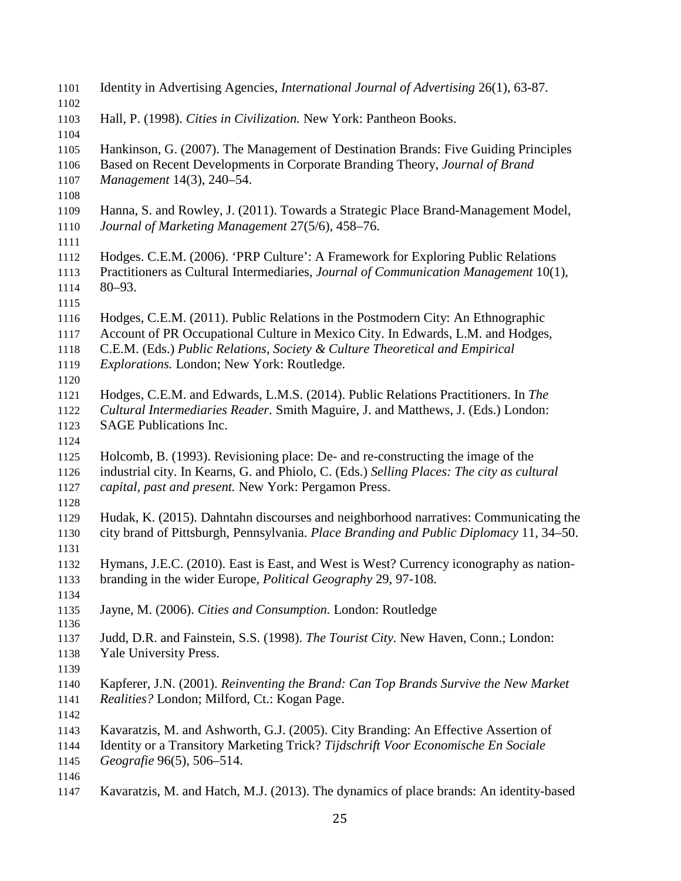Identity in Advertising Agencies, *International Journal of Advertising* 26(1), 63-87.

Hall, P. (1998). *Cities in Civilization.* New York: Pantheon Books.

Hankinson, G. (2007). The Management of Destination Brands: Five Guiding Principles Based on Recent Developments in Corporate Branding Theory, *Journal of Brand Management* 14(3), 240–54.

Hanna, S. and Rowley, J. (2011). Towards a Strategic Place Brand-Management Model, *Journal of Marketing Management* 27(5/6), 458–76.

Hodges. C.E.M. (2006). 'PRP Culture': A Framework for Exploring Public Relations Practitioners as Cultural Intermediaries, *Journal of Communication Management* 10(1), 80–93.

Hodges, C.E.M. (2011). Public Relations in the Postmodern City: An Ethnographic Account of PR Occupational Culture in Mexico City. In Edwards, L.M. and Hodges, C.E.M. (Eds.) *Public Relations, Society & Culture Theoretical and Empirical Explorations.* London; New York: Routledge.

Hodges, C.E.M. and Edwards, L.M.S. (2014). Public Relations Practitioners. In *The Cultural Intermediaries Reader*. Smith Maguire, J. and Matthews, J. (Eds.) London: SAGE Publications Inc.

Holcomb, B. (1993). Revisioning place: De- and re-constructing the image of the industrial city. In Kearns, G. and Phiolo, C. (Eds.) *Selling Places: The city as cultural capital, past and present.* New York: Pergamon Press.

Hudak, K. (2015). Dahntahn discourses and neighborhood narratives: Communicating the city brand of Pittsburgh, Pennsylvania. *Place Branding and Public Diplomacy* 11, 34–50.

Hymans, J.E.C. (2010). East is East, and West is West? Currency iconography as nation-branding in the wider Europe, *Political Geography* 29, 97-108.

Jayne, M. (2006). *Cities and Consumption.* London: Routledge

Judd, D.R. and Fainstein, S.S. (1998). *The Tourist City.* New Haven, Conn.; London: Yale University Press.

Kapferer, J.N. (2001). *Reinventing the Brand: Can Top Brands Survive the New Market Realities?* London; Milford, Ct.: Kogan Page.

Kavaratzis, M. and Ashworth, G.J. (2005). City Branding: An Effective Assertion of Identity or a Transitory Marketing Trick? *Tijdschrift Voor Economische En Sociale Geografie* 96(5), 506–514.

Kavaratzis, M. and Hatch, M.J. (2013). The dynamics of place brands: An identity-based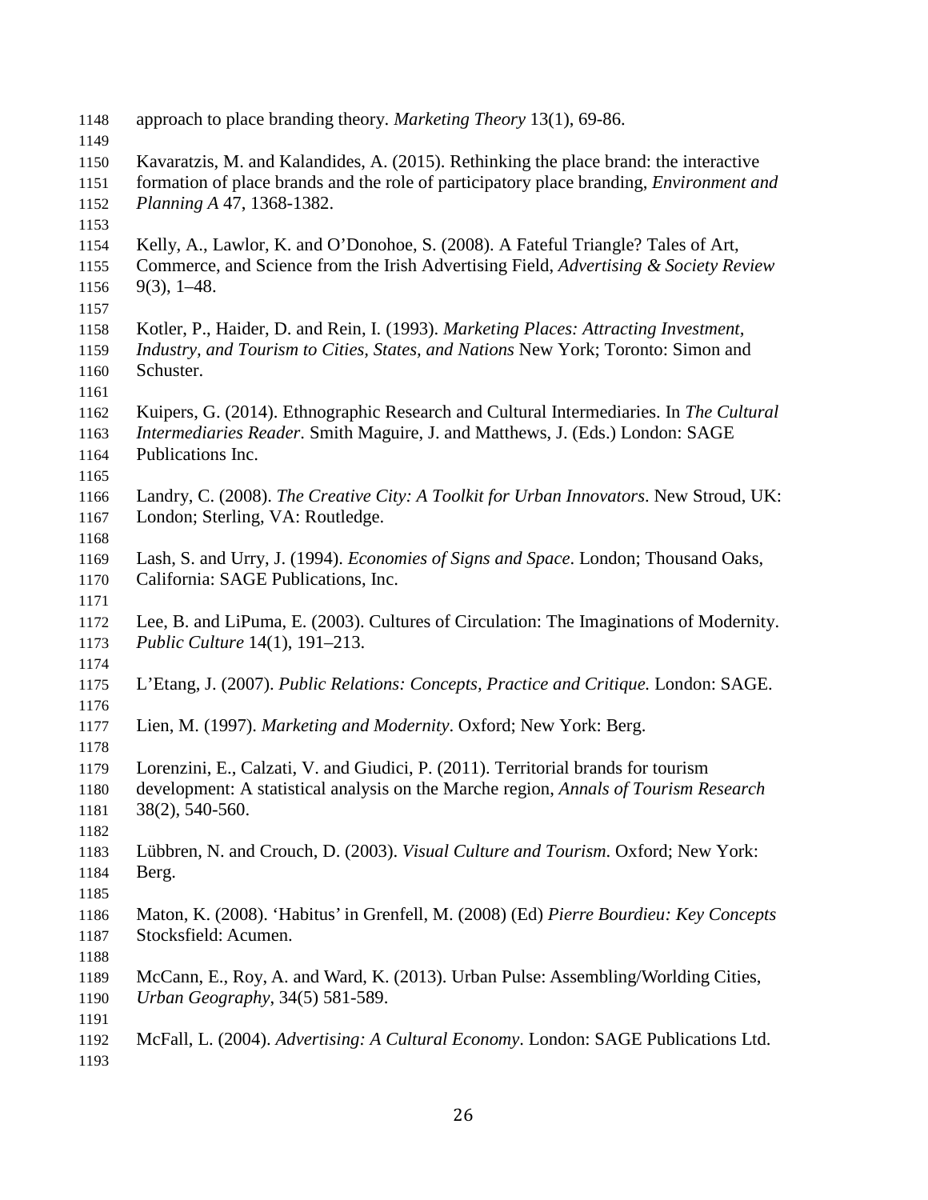approach to place branding theory. *Marketing Theory* 13(1), 69-86.

Kavaratzis, M. and Kalandides, A. (2015). Rethinking the place brand: the interactive formation of place brands and the role of participatory place branding, *Environment and Planning A* 47, 1368-1382.

Kelly, A., Lawlor, K. and O'Donohoe, S. (2008). A Fateful Triangle? Tales of Art, Commerce, and Science from the Irish Advertising Field, *Advertising & Society Review* 9(3), 1–48.

Kotler, P., Haider, D. and Rein, I. (1993). *Marketing Places: Attracting Investment, Industry, and Tourism to Cities, States, and Nations* New York; Toronto: Simon and Schuster.

Kuipers, G. (2014). Ethnographic Research and Cultural Intermediaries. In *The Cultural Intermediaries Reader*. Smith Maguire, J. and Matthews, J. (Eds.) London: SAGE Publications Inc.

Landry, C. (2008). *The Creative City: A Toolkit for Urban Innovators*. New Stroud, UK: London; Sterling, VA: Routledge.

Lash, S. and Urry, J. (1994). *Economies of Signs and Space*. London; Thousand Oaks, California: SAGE Publications, Inc.

Lee, B. and LiPuma, E. (2003). Cultures of Circulation: The Imaginations of Modernity. *Public Culture* 14(1), 191–213.

L'Etang, J. (2007). *Public Relations: Concepts, Practice and Critique.* London: SAGE.

Lien, M. (1997). *Marketing and Modernity*. Oxford; New York: Berg.

Lorenzini, E., Calzati, V. and Giudici, P. (2011). Territorial brands for tourism development: A statistical analysis on the Marche region, *Annals of Tourism Research* 38(2), 540-560.

Lübbren, N. and Crouch, D. (2003). *Visual Culture and Tourism*. Oxford; New York: Berg.

Maton, K. (2008). 'Habitus' in Grenfell, M. (2008) (Ed) *Pierre Bourdieu: Key Concepts* Stocksfield: Acumen.

McCann, E., Roy, A. and Ward, K. (2013). Urban Pulse: Assembling/Worlding Cities, *Urban Geography*, 34(5) 581-589.

McFall, L. (2004). *Advertising: A Cultural Economy*. London: SAGE Publications Ltd.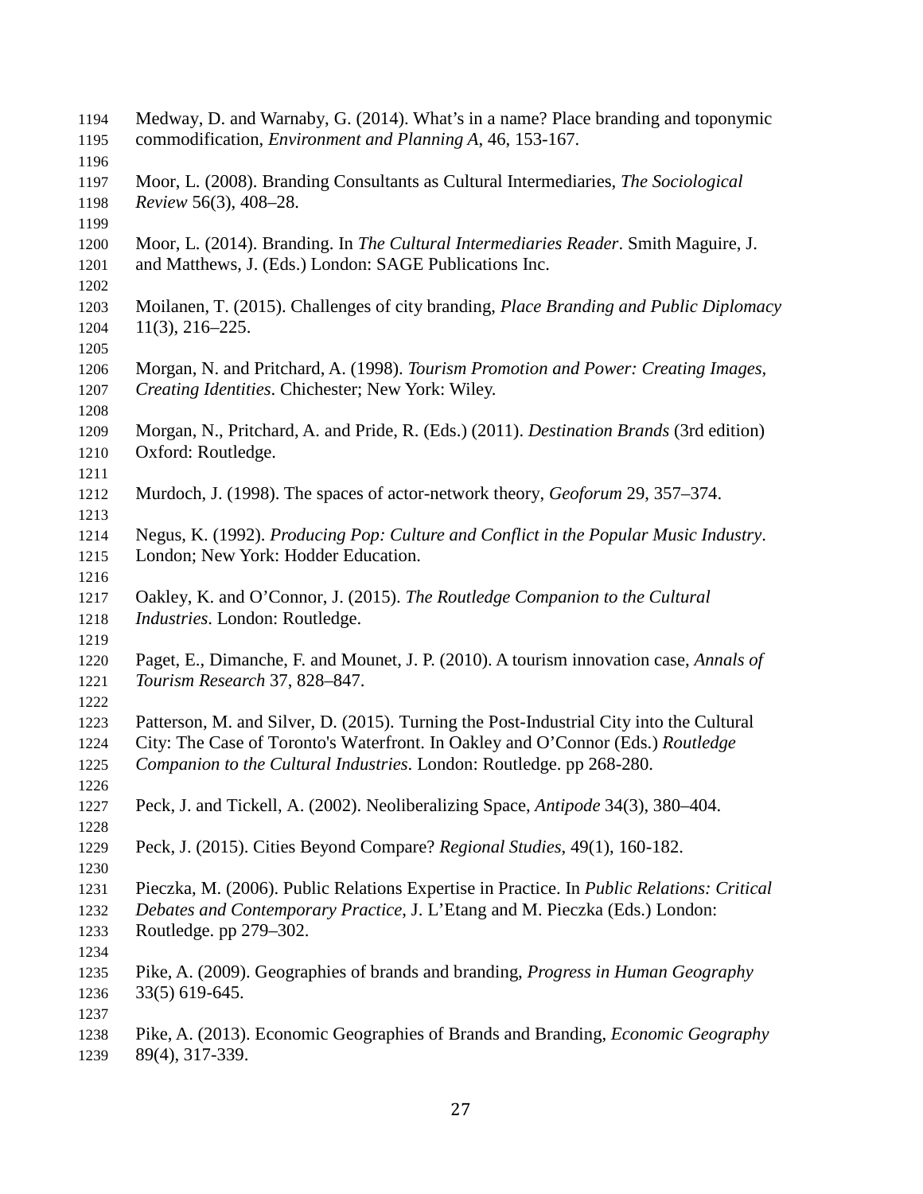Medway, D. and Warnaby, G. (2014). What's in a name? Place branding and toponymic commodification, *Environment and Planning A*, 46, 153-167.

Moor, L. (2008). Branding Consultants as Cultural Intermediaries, *The Sociological Review* 56(3), 408–28.

Moor, L. (2014). Branding. In *The Cultural Intermediaries Reader*. Smith Maguire, J. and Matthews, J. (Eds.) London: SAGE Publications Inc.

Moilanen, T. (2015). Challenges of city branding, *Place Branding and Public Diplomacy* 11(3), 216–225.

Morgan, N. and Pritchard, A. (1998). *Tourism Promotion and Power: Creating Images, Creating Identities*. Chichester; New York: Wiley.

Morgan, N., Pritchard, A. and Pride, R. (Eds.) (2011). *Destination Brands* (3rd edition) Oxford: Routledge.

Murdoch, J. (1998). The spaces of actor-network theory, *Geoforum* 29, 357–374.

Negus, K. (1992). *Producing Pop: Culture and Conflict in the Popular Music Industry*. London; New York: Hodder Education.

Oakley, K. and O'Connor, J. (2015). *The Routledge Companion to the Cultural Industries*. London: Routledge.

Paget, E., Dimanche, F. and Mounet, J. P. (2010). A tourism innovation case, *Annals of Tourism Research* 37, 828–847.

Patterson, M. and Silver, D. (2015). Turning the Post-Industrial City into the Cultural City: The Case of Toronto's Waterfront. In Oakley and O'Connor (Eds.) *Routledge Companion to the Cultural Industries*. London: Routledge. pp 268-280.

Peck, J. and Tickell, A. (2002). Neoliberalizing Space, *Antipode* 34(3), 380–404.

Peck, J. (2015). Cities Beyond Compare? *Regional Studies*, 49(1), 160-182.

Pieczka, M. (2006). Public Relations Expertise in Practice. In *Public Relations: Critical Debates and Contemporary Practice*, J. L'Etang and M. Pieczka (Eds.) London: Routledge. pp 279–302.

Pike, A. (2009). Geographies of brands and branding, *Progress in Human Geography* 33(5) 619-645.

Pike, A. (2013). Economic Geographies of Brands and Branding, *Economic Geography* 89(4), 317-339.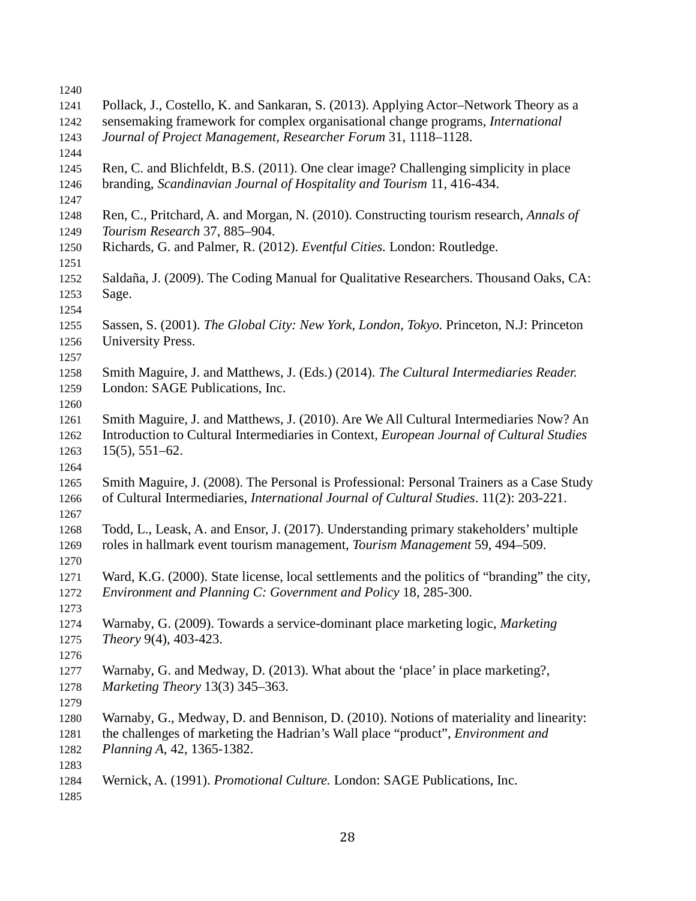Pollack, J., Costello, K. and Sankaran, S. (2013). Applying Actor–Network Theory as a sensemaking framework for complex organisational change programs, *International Journal of Project Management, Researcher Forum* 31, 1118–1128.

Ren, C. and Blichfeldt, B.S. (2011). One clear image? Challenging simplicity in place branding, *Scandinavian Journal of Hospitality and Tourism* 11, 416-434.

Ren, C., Pritchard, A. and Morgan, N. (2010). Constructing tourism research, *Annals of Tourism Research* 37, 885–904.

Richards, G. and Palmer, R. (2012). *Eventful Cities.* London: Routledge.

Saldaña, J. (2009). The Coding Manual for Qualitative Researchers. Thousand Oaks, CA: Sage.

Sassen, S. (2001). *The Global City: New York, London, Tokyo.* Princeton, N.J: Princeton University Press.

Smith Maguire, J. and Matthews, J. (Eds.) (2014). *The Cultural Intermediaries Reader.* London: SAGE Publications, Inc.

Smith Maguire, J. and Matthews, J. (2010). Are We All Cultural Intermediaries Now? An Introduction to Cultural Intermediaries in Context, *European Journal of Cultural Studies* 15(5), 551–62.

Smith Maguire, J. (2008). The Personal is Professional: Personal Trainers as a Case Study of Cultural Intermediaries, *International Journal of Cultural Studies*. 11(2): 203-221.

Todd, L., Leask, A. and Ensor, J. (2017). Understanding primary stakeholders' multiple roles in hallmark event tourism management, *Tourism Management* 59, 494–509.

Ward, K.G. (2000). State license, local settlements and the politics of "branding" the city, *Environment and Planning C: Government and Policy* 18, 285-300.

Warnaby, G. (2009). Towards a service-dominant place marketing logic, *Marketing Theory* 9(4), 403-423.

Warnaby, G. and Medway, D. (2013). What about the 'place' in place marketing?, *Marketing Theory* 13(3) 345–363.

Warnaby, G., Medway, D. and Bennison, D. (2010). Notions of materiality and linearity: the challenges of marketing the Hadrian's Wall place "product", *Environment and Planning A*, 42, 1365-1382.

Wernick, A. (1991). *Promotional Culture.* London: SAGE Publications, Inc.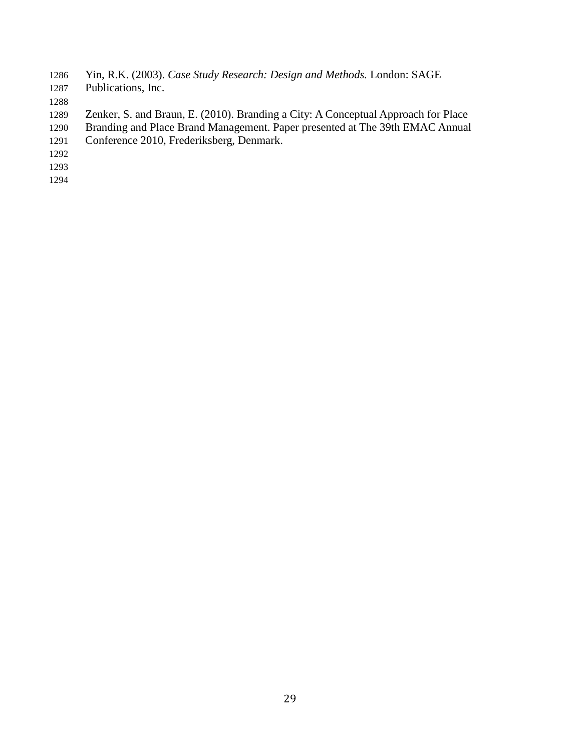Yin, R.K. (2003). *Case Study Research: Design and Methods.* London: SAGE Publications, Inc.

Zenker, S. and Braun, E. (2010). Branding a City: A Conceptual Approach for Place Branding and Place Brand Management. Paper presented at The 39th EMAC Annual Conference 2010, Frederiksberg, Denmark.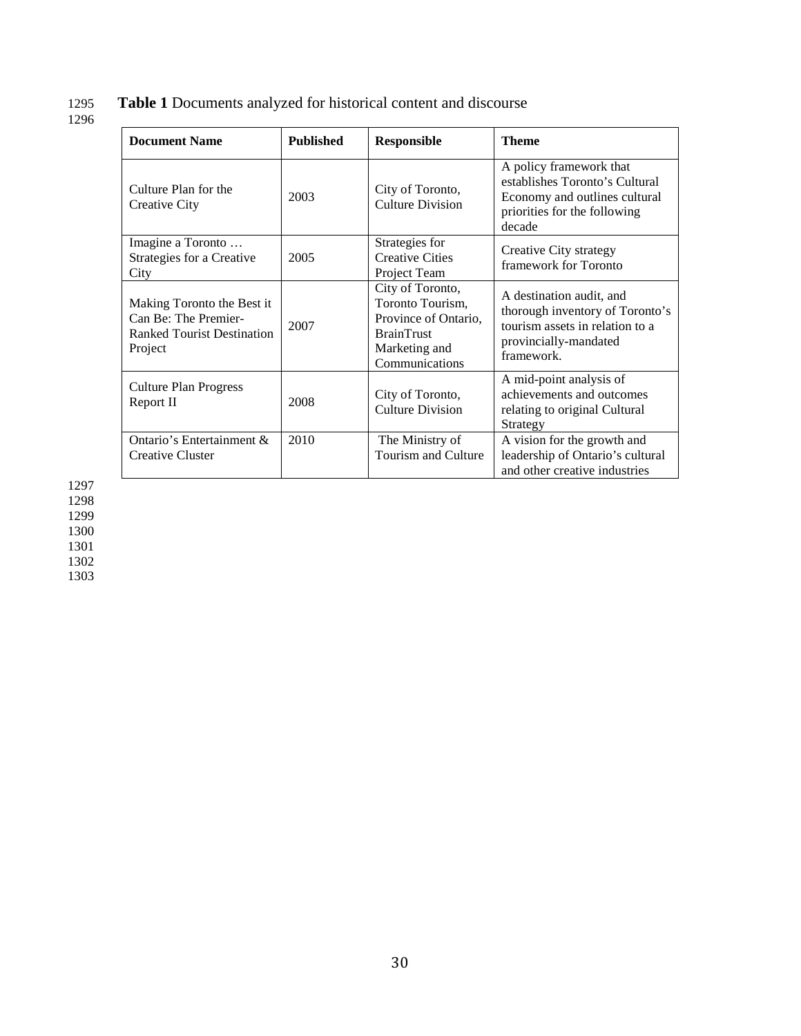**Table 1** Documents analyzed for historical content and discourse

| Document Name | Published | Responsible | Theme |
|---|---|---|---|
| Culture Plan for the Creative City | 2003 | City of Toronto, Culture Division | A policy framework that establishes Toronto's Cultural Economy and outlines cultural priorities for the following decade |
| Imagine a Toronto … Strategies for a Creative City | 2005 | Strategies for Creative Cities Project Team | Creative City strategy framework for Toronto |
| Making Toronto the Best it Can Be: The Premier-Ranked Tourist Destination Project | 2007 | City of Toronto, Toronto Tourism, Province of Ontario, BrainTrust Marketing and Communications | A destination audit, and thorough inventory of Toronto's tourism assets in relation to a provincially-mandated framework. |
| Culture Plan Progress Report II | 2008 | City of Toronto, Culture Division | A mid-point analysis of achievements and outcomes relating to original Cultural Strategy |
| Ontario's Entertainment & Creative Cluster | 2010 | The Ministry of Tourism and Culture | A vision for the growth and leadership of Ontario's cultural and other creative industries |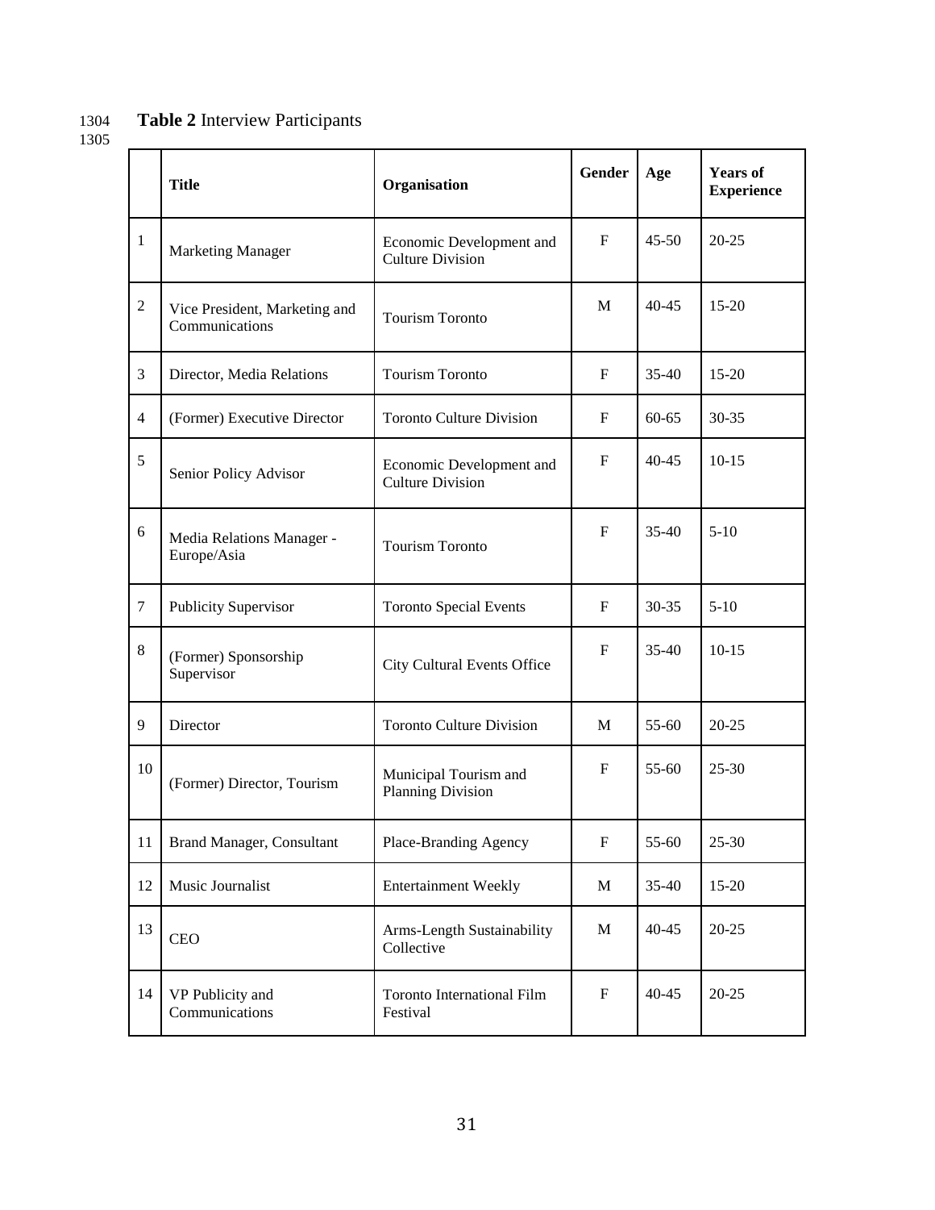**Table 2** Interview Participants

| | Title | Organisation | Gender | Age | Years of Experience |
|---|---|---|---|---|---|
| 1 | Marketing Manager | Economic Development and Culture Division | F | 45-50 | 20-25 |
| 2 | Vice President, Marketing and Communications | Tourism Toronto | M | 40-45 | 15-20 |
| 3 | Director, Media Relations | Tourism Toronto | F | 35-40 | 15-20 |
| 4 | (Former) Executive Director | Toronto Culture Division | F | 60-65 | 30-35 |
| 5 | Senior Policy Advisor | Economic Development and Culture Division | F | 40-45 | 10-15 |
| 6 | Media Relations Manager - Europe/Asia | Tourism Toronto | F | 35-40 | 5-10 |
| 7 | Publicity Supervisor | Toronto Special Events | F | 30-35 | 5-10 |
| 8 | (Former) Sponsorship Supervisor | City Cultural Events Office | F | 35-40 | 10-15 |
| 9 | Director | Toronto Culture Division | M | 55-60 | 20-25 |
| 10 | (Former) Director, Tourism | Municipal Tourism and Planning Division | F | 55-60 | 25-30 |
| 11 | Brand Manager, Consultant | Place-Branding Agency | F | 55-60 | 25-30 |
| 12 | Music Journalist | Entertainment Weekly | M | 35-40 | 15-20 |
| 13 | CEO | Arms-Length Sustainability Collective | M | 40-45 | 20-25 |
| 14 | VP Publicity and Communications | Toronto International Film Festival | F | 40-45 | 20-25 |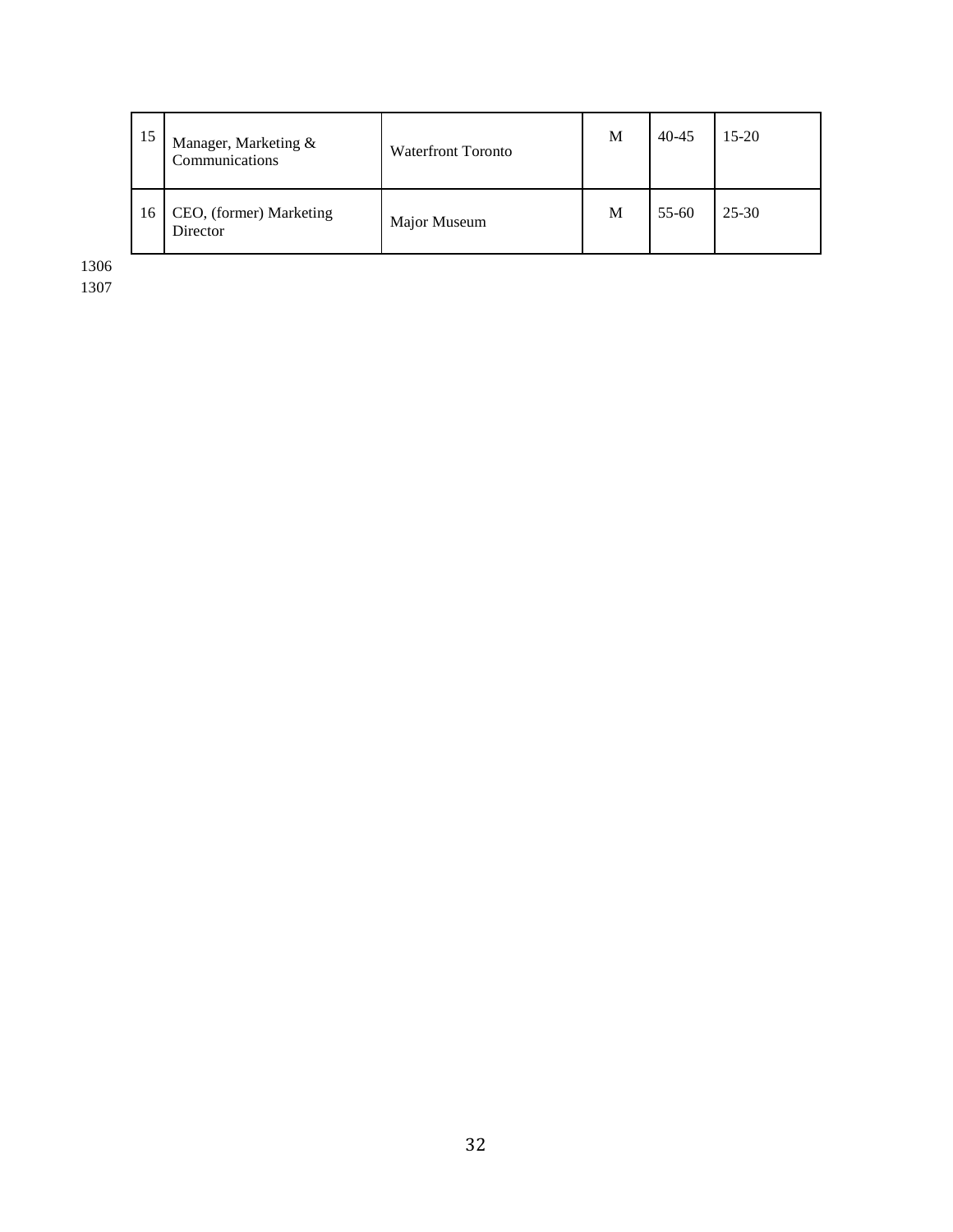| 15 | Manager, Marketing & Communications | Waterfront Toronto | M | 40-45 | 15-20 |
|---|---|---|---|---|---|
| 16 | CEO, (former) Marketing Director | Major Museum | M | 55-60 | 25-30 |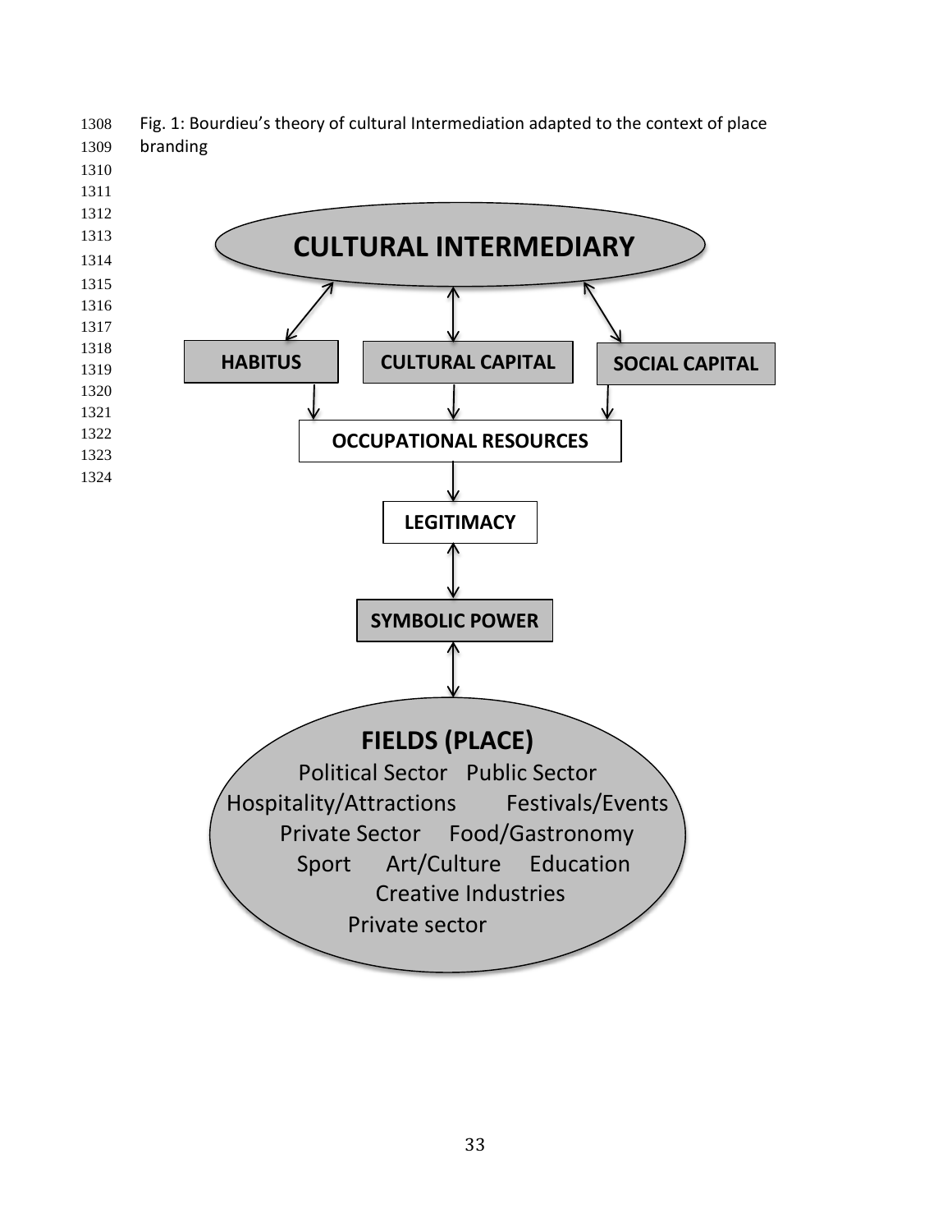Fig. 1: Bourdieu's theory of cultural Intermediation adapted to the context of place branding

CULTURAL INTERMEDIARY

HABITUS

CULTURAL CAPITAL

SOCIAL CAPITAL

OCCUPATIONAL RESOURCES

LEGITIMACY

SYMBOLIC POWER

FIELDS (PLACE)

Political Sector Public Sector

Hospitality/Attractions Festivals/Events

Private Sector Food/Gastronomy

Sport Art/Culture Education

Creative Industries

Private sector